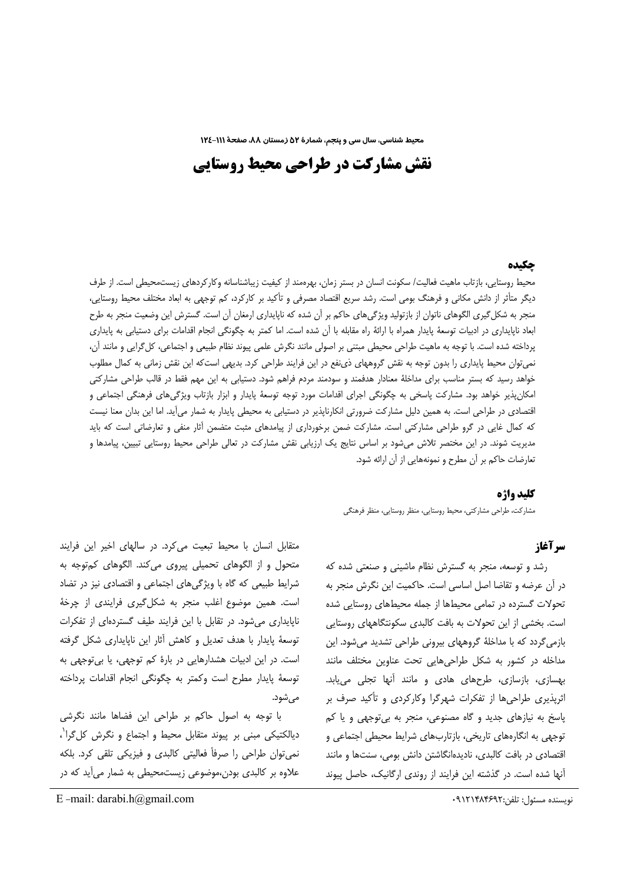# نقش مشارکت در طراحی محیط روستایی

## چکیده

محیط روستایی، بازتاب ماهیت فعالیت/ سکونت انسان در بستر زمان، بهره‌مند از کیفیت زیباشناسانه وکارکردهای زیست‌محیطی است. از طرف دیگر متأثر از دانش مکانی و فرهنگ بومی است. رشد سریع اقتصاد مصرفی و تأکید بر کارکرد، کم توجهی به ابعاد مختلف محیط روستایی، منجر به شکل‌گیری الگوهای ناتوان از بازتولید ویژگی‌های حاکم بر آن شده که ناپایداری ارمغان آن است. گسترش این وضعیت منجر به طرح ابعاد ناپایداری در ادبیات توسعهٔ پایدار همراه با ارائهٔ راه مقابله با آن شده است. اما کمتر به چگونگی انجام اقدامات برای دستیابی به پایداری پرداخته شده است. با توجه به ماهیت طراحی محیطی مبتنی بر اصولی مانند نگرش علمی پیوند نظام طبیعی و اجتماعی، کل‌گرایی و مانند آن، نمی‌توان محیط پایداری را بدون توجه به نقش گروههای ذی‌نفع در این فرایند طراحی کرد. بدیهی است‌که این نقش زمانی به کمال مطلوب خواهد رسید که بستر مناسب برای مداخلهٔ معنادار هدفمند و سودمند مردم فراهم شود. دستیابی به این مهم فقط در قالب طراحی مشارکتی امکان‌پذیر خواهد بود. مشارکت پاسخی به چگونگی اجرای اقدامات مورد توجه توسعهٔ پایدار و ابزار بازتاب ویژگی‌های فرهنگی اجتماعی و اقتصادی در طراحی است. به همین دلیل مشارکت ضرورتی انکارناپذیر در دستیابی به محیطی پایدار به شمار می‌آید. اما این بدان معنا نیست که کمال غایی در گرو طراحی مشارکتی است. مشارکت ضمن برخورداری از پیامدهای مثبت متضمن آثار منفی و تعارضاتی است که باید مدیریت شوند. در این مختصر تلاش می‌شود بر اساس نتایج یک ارزیابی نقش مشارکت در تعالی طراحی محیط روستایی تبیین، پیامدها و تعارضات حاکم بر آن مطرح و نمونه‌هایی از آن ارائه شود.

## کلید واژه

مشارکت، طراحی مشارکتی، محیط روستایی، منظر روستایی، منظر فرهنگی

## سرآغاز

رشد و توسعه، منجر به گسترش نظام ماشینی و صنعتی شده که در آن عرضه و تقاضا اصل اساسی است. حاکمیت این نگرش منجر به تحولات گسترده در تمامی محیطها از جمله محیطهای روستایی شده است. بخشی از این تحولات به بافت کالبدی سکونتگاههای روستایی بازمی‌گردد که با مداخلهٔ گروههای بیرونی طراحی تشدید می‌شود. این مداخله در کشور به شکل طراحی‌هایی تحت عناوین مختلف مانند بهسازی، بازسازی، طرح‌های هادی و مانند آنها تجلی می‌یابد. اثرپذیری طراحی‌ها از تفکرات شهرگرا وکارکردی و تأکید صرف بر پاسخ به نیازهای جدید و گاه مصنوعی، منجر به بی‌توجهی و یا کم توجهی به انگاره‌های تاریخی، بازتاب‌های شرایط محیطی اجتماعی و اقتصادی در بافت کالبدی، نادیده‌انگاشتن دانش بومی، سنت‌ها و مانند آنها شده است. در گذشته این فرایند از روندی ارگانیک، حاصل پیوند متقابل انسان با محیط تبعیت می‌کرد. در سالهای اخیر این فرایند متحول و از الگوهای تحمیلی پیروی می‌کند. الگوهای کم‌توجه به شرایط طبیعی که گاه با ویژگی‌های اجتماعی و اقتصادی نیز در تضاد است. همین موضوع اغلب منجر به شکل‌گیری فرایندی از چرخهٔ ناپایداری می‌شود. در تقابل با این فرایند طیف گسترده‌ای از تفکرات توسعهٔ پایدار با هدف تعدیل و کاهش آثار این ناپایداری شکل گرفته است. در این ادبیات هشدارهایی در بارهٔ کم توجهی، یا بی‌توجهی به توسعهٔ پایدار مطرح است وکمتر به چگونگی انجام اقدامات پرداخته می‌شود.

با توجه به اصول حاکم بر طراحی این فضاها مانند نگرشی دیالکتیکی مبنی بر پیوند متقابل محیط و اجتماع و نگرش کل‌گرا[1]، نمی‌توان طراحی را صرفاً فعالیتی کالبدی و فیزیکی تلقی کرد. بلکه علاوه بر کالبدی بودن،موضوعی زیست‌محیطی به شمار می‌آید که در

نویسنده مسئول: تلفن:۰۹۱۲۱۴۸۴۶۹۲

E-mail: darabi.h@gmail.com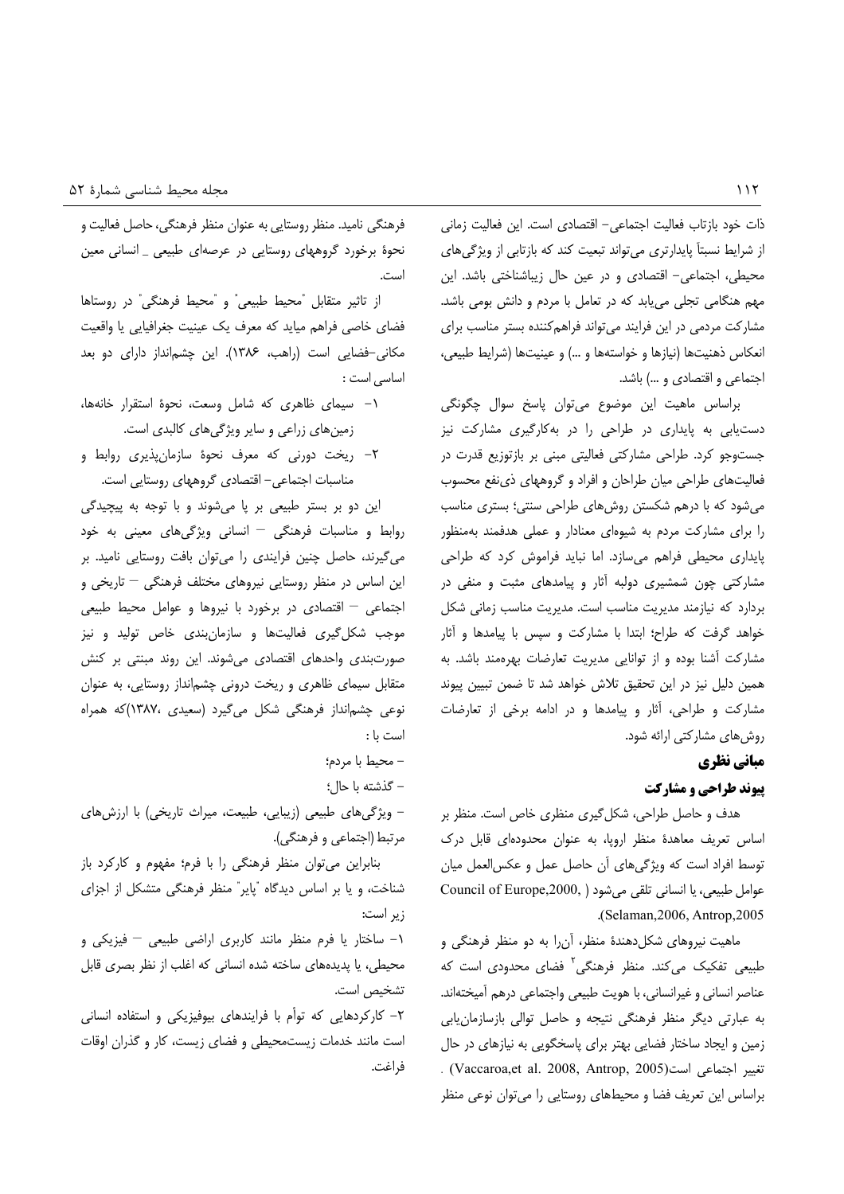ذات خود بازتاب فعالیت اجتماعی- اقتصادی است. این فعالیت زمانی از شرایط نسبتاً پایدارتری می‌تواند تبعیت کند که بازتابی از ویژگی‌های محیطی، اجتماعی- اقتصادی و در عین حال زیباشناختی باشد. این مهم هنگامی تجلی می‌یابد که در تعامل با مردم و دانش بومی باشد. مشارکت مردمی در این فرایند می‌تواند فراهم‌کننده بستر مناسب برای انعکاس ذهنیت‌ها (نیازها و خواسته‌ها و ...) و عینیت‌ها (شرایط طبیعی، اجتماعی و اقتصادی و ...) باشد.

براساس ماهیت این موضوع می‌توان پاسخ سوال چگونگی دست‌یابی به پایداری در طراحی را در به‌کارگیری مشارکت نیز جست‌وجو کرد. طراحی مشارکتی فعالیتی مبنی بر بازتوزیع قدرت در فعالیت‌های طراحی میان طراحان و افراد و گروههای ذی‌نفع محسوب می‌شود که با درهم شکستن روش‌های طراحی سنتی؛ بستری مناسب را برای مشارکت مردم به شیوه‌ای معنادار و عملی هدفمند به‌منظور پایداری محیطی فراهم می‌سازد. اما نباید فراموش کرد که طراحی مشارکتی چون شمشیری دولبه آثار و پیامدهای مثبت و منفی در بردارد که نیازمند مدیریت مناسب است. مدیریت مناسب زمانی شکل خواهد گرفت که طراح؛ ابتدا با مشارکت و سپس با پیامدها و آثار مشارکت آشنا بوده و از توانایی مدیریت تعارضات بهره‌مند باشد. به همین دلیل نیز در این تحقیق تلاش خواهد شد تا ضمن تبیین پیوند مشارکت و طراحی، آثار و پیامدها و در ادامه برخی از تعارضات روش‌های مشارکتی ارائه شود.

## مبانی نظری

### پیوند طراحی و مشارکت

هدف و حاصل طراحی، شکل‌گیری منظری خاص است. منظر بر اساس تعریف معاهدهٔ منظر اروپا، به عنوان محدوده‌ای قابل درک توسط افراد است که ویژگی‌های آن حاصل عمل و عکس‌العمل میان عوامل طبیعی، یا انسانی تلقی می‌شود (Council of Europe,2000, Selaman,2006, Antrop,2005).

ماهیت نیروهای شکل‌دهندهٔ منظر، آن‌را به دو منظر فرهنگی و طبیعی تفکیک می‌کند. منظر فرهنگی[2] فضای محدودی است که عناصر انسانی و غیرانسانی، با هویت طبیعی واجتماعی درهم آمیخته‌اند. به عبارتی دیگر منظر فرهنگی نتیجه و حاصل توالی بازسازمان‌یابی زمین و ایجاد ساختار فضایی بهتر برای پاسخگویی به نیازهای در حال تغییر اجتماعی است(Vaccaroa,et al. 2008, Antrop, 2005) .

براساس این تعریف فضا و محیطهای روستایی را می‌توان نوعی منظر فرهنگی نامید. منظر روستایی به عنوان منظر فرهنگی، حاصل فعالیت و نحوهٔ برخورد گروههای روستایی در عرصه‌ای طبیعی _ انسانی معین است.

از تاثیر متقابل "محیط طبیعی" و "محیط فرهنگی" در روستاها فضای خاصی فراهم میاید که معرف یک عینیت جغرافیایی یا واقعیت مکانی-فضایی است (راهب، ۱۳۸۶). این چشم‌انداز دارای دو بعد اساسی است :

۱- سیمای ظاهری که شامل وسعت، نحوهٔ استقرار خانه‌ها، زمین‌های زراعی و سایر ویژگی‌های کالبدی است.

۲- ریخت دورنی که معرف نحوهٔ سازمان‌پذیری روابط و مناسبات اجتماعی- اقتصادی گروههای روستایی است.

این دو بر بستر طبیعی بر پا می‌شوند و با توجه به پیچیدگی روابط و مناسبات فرهنگی – انسانی ویژگی‌های معینی به خود می‌گیرند، حاصل چنین فرایندی را می‌توان بافت روستایی نامید. بر این اساس در منظر روستایی نیروهای مختلف فرهنگی – تاریخی و اجتماعی – اقتصادی در برخورد با نیروها و عوامل محیط طبیعی موجب شکل‌گیری فعالیت‌ها و سازمان‌بندی خاص تولید و نیز صورت‌بندی واحدهای اقتصادی می‌شوند. این روند مبتنی بر کنش متقابل سیمای ظاهری و ریخت درونی چشم‌انداز روستایی، به عنوان نوعی چشم‌انداز فرهنگی شکل می‌گیرد (سعیدی ،۱۳۸۷)که همراه است با :

- محیط با مردم؛
- گذشته با حال؛
- ویژگی‌های طبیعی (زیبایی، طبیعت، میراث تاریخی) با ارزش‌های مرتبط (اجتماعی و فرهنگی).

بنابراین می‌توان منظر فرهنگی را با فرم؛ مفهوم و کارکرد باز شناخت، و یا بر اساس دیدگاه "پایر" منظر فرهنگی متشکل از اجزای زیر است:

۱- ساختار یا فرم منظر مانند کاربری اراضی طبیعی – فیزیکی و محیطی، یا پدیده‌های ساخته شده انسانی که اغلب از نظر بصری قابل تشخیص است.

۲- کارکردهایی که توأم با فرایندهای بیوفیزیکی و استفاده انسانی است مانند خدمات زیست‌محیطی و فضای زیست، کار و گذران اوقات فراغت.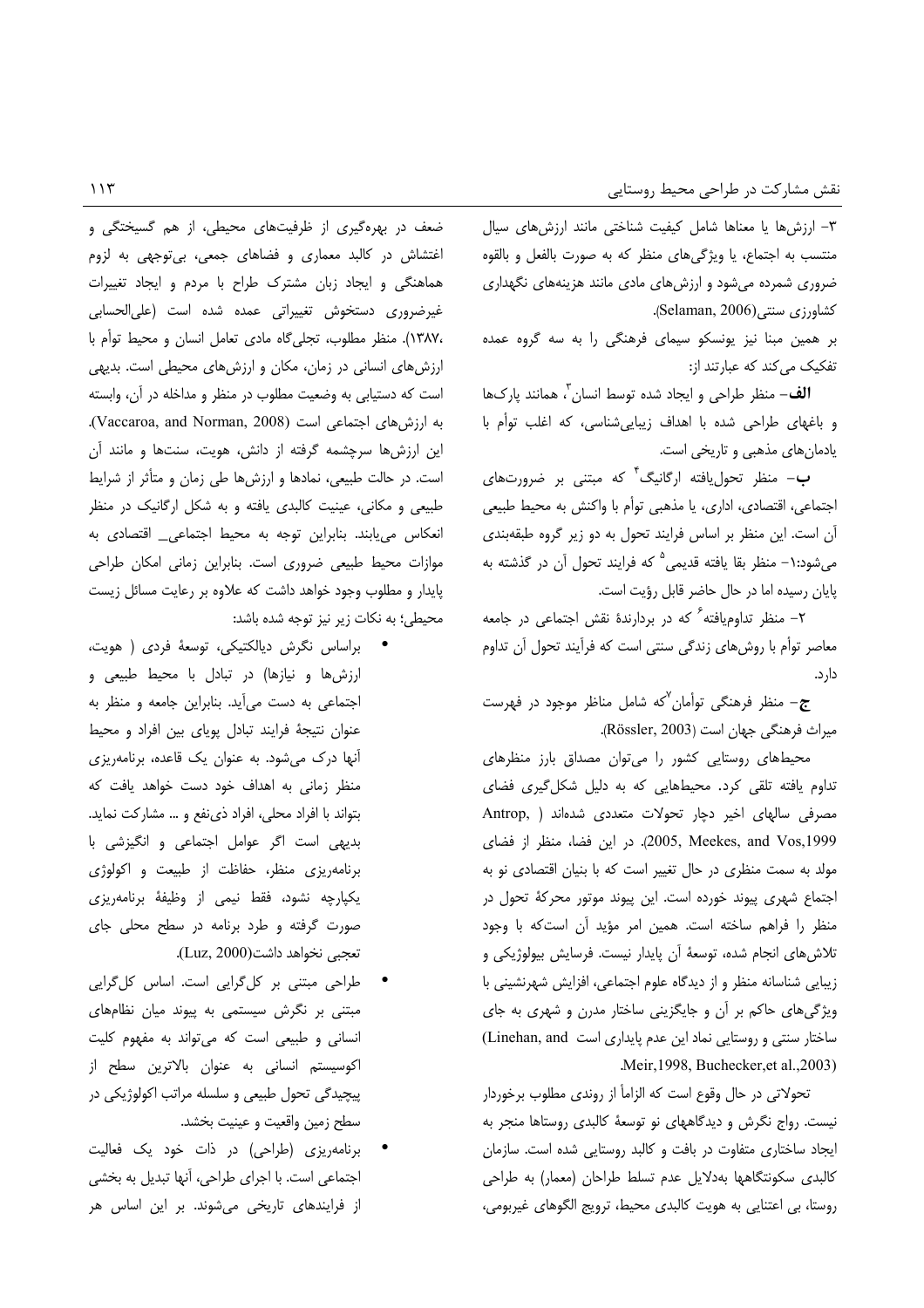۳- ارزش‌ها یا معناها شامل کیفیت شناختی مانند ارزش‌های سیال منتسب به اجتماع، یا ویژگی‌های منظر که به صورت بالفعل و بالقوه ضروری شمرده می‌شود و ارزش‌های مادی مانند هزینه‌های نگهداری کشاورزی سنتی(Selaman, 2006).

بر همین مبنا نیز یونسکو سیمای فرهنگی را به سه گروه عمده تفکیک می‌کند که عبارتند از:

**الف**- منظر طراحی و ایجاد شده توسط انسان[3]، همانند پارک‌ها و باغهای طراحی شده با اهداف زیبایی‌شناسی، که اغلب توأم با یادمان‌های مذهبی و تاریخی است.

**ب**- منظر تحول‌یافته ارگانیگ[4] که مبتنی بر ضرورت‌های اجتماعی، اقتصادی، اداری، یا مذهبی توأم با واکنش به محیط طبیعی آن است. این منظر بر اساس فرایند تحول به دو زیر گروه طبقه‌بندی می‌شود:۱- منظر بقا یافته قدیمی[5] که فرایند تحول آن در گذشته به پایان رسیده اما در حال حاضر قابل رؤیت است.

۲- منظر تداوم‌یافته[6] که در بردارندهٔ نقش اجتماعی در جامعه معاصر توأم با روش‌های زندگی سنتی است که فرآیند تحول آن تداوم دارد.

**ج**- منظر فرهنگی توأمان[7]که شامل مناظر موجود در فهرست میراث فرهنگی جهان است (Rössler, 2003).

محیطهای روستایی کشور را می‌توان مصداق بارز منظرهای تداوم یافته تلقی کرد. محیطهایی که به دلیل شکل‌گیری فضای مصرفی سالهای اخیر دچار تحولات متعددی شده‌اند ( Antrop, 2005, Meekes, and Vos,1999). در این فضا، منظر از فضای مولد به سمت منظری در حال تغییر است که با بنیان اقتصادی نو به اجتماع شهری پیوند خورده است. این پیوند موتور محرکهٔ تحول در منظر را فراهم ساخته است. همین امر مؤید آن است‌که با وجود تلاش‌های انجام شده، توسعهٔ آن پایدار نیست. فرسایش بیولوژیکی و زیبایی شناسانه منظر و از دیدگاه علوم اجتماعی، افزایش شهرنشینی با ویژگی‌های حاکم بر آن و جایگزینی ساختار مدرن و شهری به جای ساختار سنتی و روستایی نماد این عدم پایداری است (Linehan, and Meir,1998, Buchecker,et al.,2003).

تحولاتی در حال وقوع است که الزاماً از روندی مطلوب برخوردار نیست. رواج نگرش و دیدگاههای نو توسعهٔ کالبدی روستاها منجر به ایجاد ساختاری متفاوت در بافت و کالبد روستایی شده است. سازمان کالبدی سکونتگاهها به‌دلایل عدم تسلط طراحان (معمار) به طراحی روستا، بی اعتنایی به هویت کالبدی محیط، ترویج الگوهای غیربومی، ضعف در بهره‌گیری از ظرفیت‌های محیطی، از هم گسیختگی و اغتشاش در کالبد معماری و فضاهای جمعی، بی‌توجهی به لزوم هماهنگی و ایجاد زبان مشترک طراح با مردم و ایجاد تغییرات غیرضروری دستخوش تغییراتی عمده شده است (علی‌الحسابی ،۱۳۸۷). منظر مطلوب، تجلی‌گاه مادی تعامل انسان و محیط توأم با ارزش‌های انسانی در زمان، مکان و ارزش‌های محیطی است. بدیهی است که دستیابی به وضعیت مطلوب در منظر و مداخله در آن، وابسته به ارزش‌های اجتماعی است (Vaccaroa, and Norman, 2008). این ارزش‌ها سرچشمه گرفته از دانش، هویت، سنت‌ها و مانند آن است. در حالت طبیعی، نمادها و ارزش‌ها طی زمان و متأثر از شرایط طبیعی و مکانی، عینیت کالبدی یافته و به شکل ارگانیک در منظر انعکاس می‌یابند. بنابراین توجه به محیط اجتماعی_ اقتصادی به موازات محیط طبیعی ضروری است. بنابراین زمانی امکان طراحی پایدار و مطلوب وجود خواهد داشت که علاوه بر رعایت مسائل زیست محیطی؛ به نکات زیر نیز توجه شده باشد:

- براساس نگرش دیالکتیکی، توسعهٔ فردی ( هویت، ارزش‌ها و نیازها) در تبادل با محیط طبیعی و اجتماعی به دست می‌آید. بنابراین جامعه و منظر به عنوان نتیجهٔ فرایند تبادل پویای بین افراد و محیط آنها درک می‌شود. به عنوان یک قاعده، برنامه‌ریزی منظر زمانی به اهداف خود دست خواهد یافت که بتواند با افراد محلی، افراد ذی‌نفع و ... مشارکت نماید. بدیهی است اگر عوامل اجتماعی و انگیزشی با برنامه‌ریزی منظر، حفاظت از طبیعت و اکولوژی یکپارچه نشود، فقط نیمی از وظیفهٔ برنامه‌ریزی صورت گرفته و طرد برنامه در سطح محلی جای تعجبی نخواهد داشت(Luz, 2000).
- طراحی مبتنی بر کل‌گرایی است. اساس کل‌گرایی مبتنی بر نگرش سیستمی به پیوند میان نظام‌های انسانی و طبیعی است که می‌تواند به مفهوم کلیت اکوسیستم انسانی به عنوان بالاترین سطح از پیچیدگی تحول طبیعی و سلسله مراتب اکولوژیکی در سطح زمین واقعیت و عینیت بخشد.
- برنامه‌ریزی (طراحی) در ذات خود یک فعالیت اجتماعی است. با اجرای طراحی، آنها تبدیل به بخشی از فرایندهای تاریخی می‌شوند. بر این اساس هر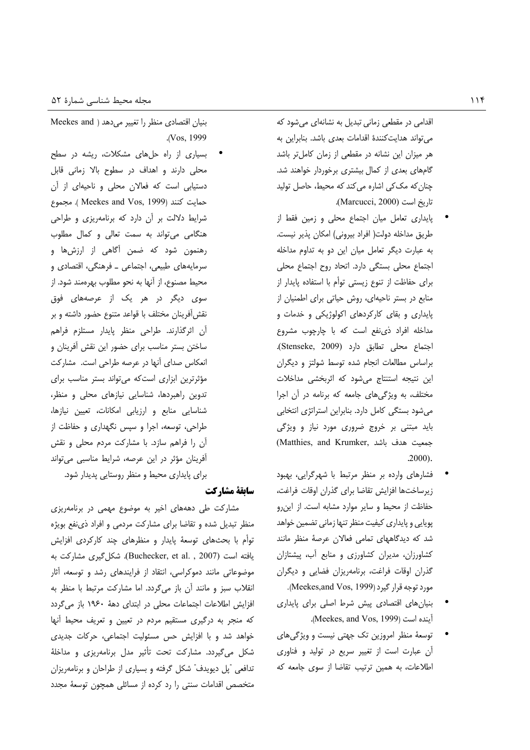اقدامی در مقطعی زمانی تبدیل به نشانه‌ای می‌شود که می‌تواند هدایت‌کنندهٔ اقدامات بعدی باشد. بنابراین به هر میزان این نشانه در مقطعی از زمان کامل‌تر باشد گام‌های بعدی از کمال بیشتری برخوردار خواهند شد. چنان‌که مک‌کی اشاره می‌کند که محیط، حاصل تولید تاریخ است (Marcucci, 2000).

- پایداری تعامل میان اجتماع محلی و زمین فقط از طریق مداخله دولت( افراد بیرونی) امکان پذیر نیست. به عبارت دیگر تعامل میان این دو به تداوم مداخله اجتماع محلی بستگی دارد. اتحاد روح اجتماع محلی برای حفاظت از تنوع زیستی توأم با استفاده پایدار از منابع در بستر ناحیه‌ای، روش حیاتی برای اطمینان از پایداری و بقای کارکردهای اکولوژیکی و خدمات و مداخله افراد ذی‌نفع است که با چارچوب مشروع اجتماع محلی تطابق دارد (Stenseke, 2009). براساس مطالعات انجام شده توسط شولتز و دیگران این نتیجه استنتاج می‌شود که اثربخشی مداخلات مختلف، به ویژگی‌های جامعه که برنامه در آن اجرا می‌شود بستگی کامل دارد. بنابراین استراتژی انتخابی باید مبتنی بر خروج ضروری مورد نیاز و ویژگی جمعیت هدف باشد (Matthies, and Krumker, 2000).
- فشارهای وارده بر منظر مرتبط با شهرگرایی، بهبود زیرساخت‌ها افزایش تقاضا برای گذران اوقات فراغت، حفاظت از محیط و سایر موارد مشابه است. از این‌رو پویایی و پایداری کیفیت منظر تنها زمانی تضمین خواهد شد که دیدگاههای تمامی فعالان عرصهٔ منظر مانند کشاورزان، مدیران کشاورزی و منابع آب، پیشتازان گذران اوقات فراغت، برنامه‌ریزان فضایی و دیگران مورد توجه قرار گیرد (Meekes,and Vos, 1999).
- بنیان‌های اقتصادی پیش شرط اصلی برای پایداری آینده است (Meekes, and Vos, 1999).
- توسعهٔ منظر امروزین تک جهتی نیست و ویژگی‌های آن عبارت است از تغییر سریع در تولید و فناوری اطلاعات، به همین ترتیب تقاضا از سوی جامعه که بنیان اقتصادی منظر را تغییر می‌دهد ( Meekes and Vos, 1999).
- بسیاری از راه حل‌های مشکلات، ریشه در سطح محلی دارند و اهداف در سطوح بالا زمانی قابل دستیابی است که فعالان محلی و ناحیه‌ای از آن حمایت کنند (Meekes and Vos, 1999 ). مجموع شرایط دلالت بر آن دارد که برنامه‌ریزی و طراحی هنگامی می‌تواند به سمت تعالی و کمال مطلوب رهنمون شود که ضمن آگاهی از ارزش‌ها و سرمایه‌های طبیعی، اجتماعی ـ فرهنگی، اقتصادی و محیط مصنوع، از آنها به نحو مطلوب بهره‌مند شود. از سوی دیگر در هر یک از عرصه‌های فوق نقش‌آفرینان مختلف با قواعد متنوع حضور داشته و بر آن اثرگذارند. طراحی منظر پایدار مستلزم فراهم ساختن بستر مناسب برای حضور این نقش آفرینان و انعکاس صدای آنها در عرصه طراحی است. مشارکت مؤثرترین ابزاری است‌که می‌تواند بستر مناسب برای تدوین راهبردها، شناسایی نیازهای محلی و منظر، شناسایی منابع و ارزیابی امکانات، تعیین نیازها، طراحی، توسعه، اجرا و سپس نگهداری و حفاظت از آن را فراهم سازد. با مشارکت مردم محلی و نقش آفرینان مؤثر در این عرصه، شرایط مناسبی می‌تواند برای پایداری محیط و منظر روستایی پدیدار شود.

## سابقهٔ مشارکت

مشارکت طی دهه‌های اخیر به موضوع مهمی در برنامه‌ریزی منظر تبدیل شده و تقاضا برای مشارکت مردمی و افراد ذی‌نفع بویژه توأم با بحث‌های توسعهٔ پایدار و منظرهای چند کارکردی افزایش یافته است (Buchecker, et al. , 2007). شکل‌گیری مشارکت به موضوعاتی مانند دموکراسی، انتقاد از فرایندهای رشد و توسعه، آثار انقلاب سبز و مانند آن باز می‌گردد. اما مشارکت مرتبط با منظر به افزایش اطلاعات اجتماعات محلی در ابتدای دههٔ ۱۹۶۰ باز می‌گردد که منجر به درگیری مستقیم مردم در تعیین و تعریف محیط آنها خواهد شد و با افزایش حس مسئولیت اجتماعی، حرکات جدیدی شکل می‌گیرد. مشارکت تحت تأثیر مدل برنامه‌ریزی و مداخلهٔ تدافعی "پل دیویدف" شکل گرفته و بسیاری از طراحان و برنامه‌ریزان متخصص اقدامات سنتی را رد کرده از مسائلی همچون توسعهٔ مجدد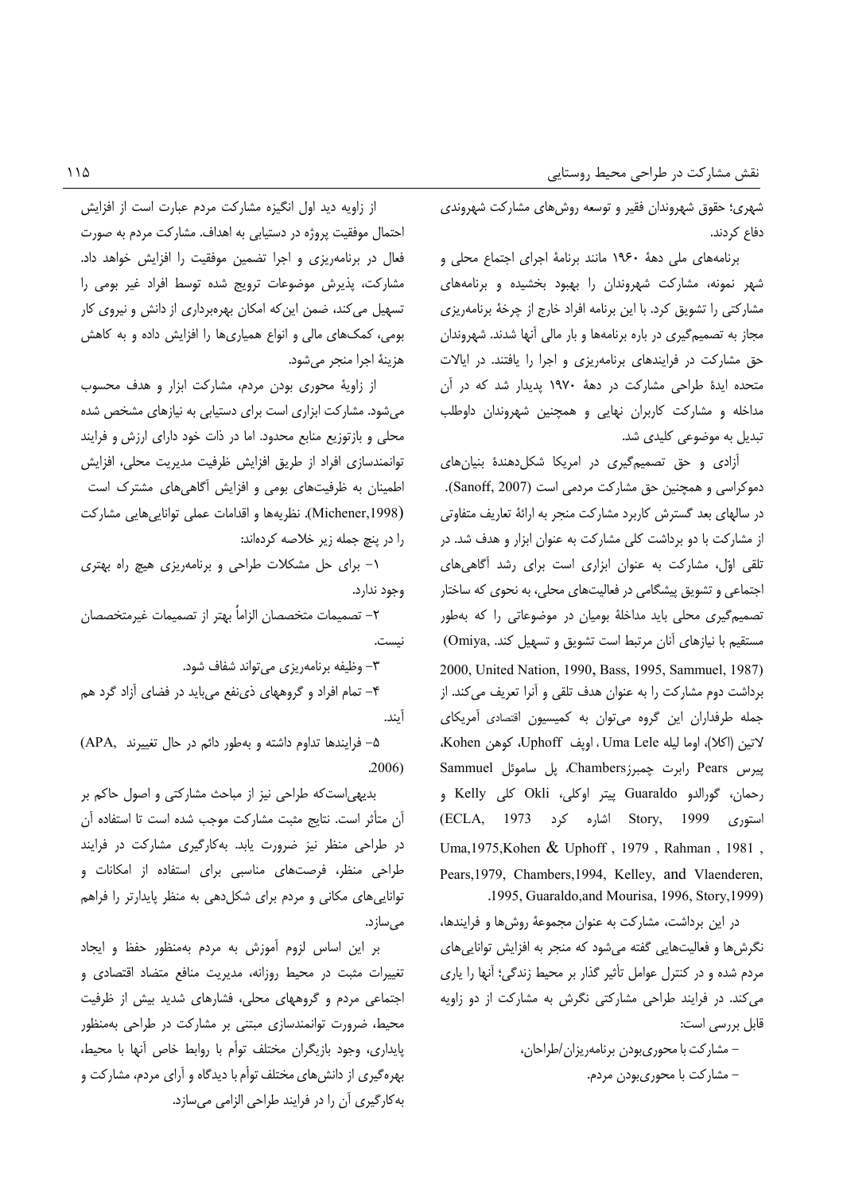شهری؛ حقوق شهروندان فقیر و توسعه روش‌های مشارکت شهروندی دفاع کردند.

برنامه‌های ملی دهۀ ۱۹۶۰ مانند برنامۀ اجرای اجتماع محلی و شهر نمونه، مشارکت شهروندان را بهبود بخشیده و برنامه‌های مشارکتی را تشویق کرد. با این برنامه افراد خارج از چرخۀ برنامه‌ریزی مجاز به تصمیم‌گیری در باره برنامه‌ها و بار مالی آنها شدند. شهروندان حق مشارکت در فرایندهای برنامه‌ریزی و اجرا را یافتند. در ایالات متحده ایدۀ طراحی مشارکت در دهۀ ۱۹۷۰ پدیدار شد که در آن مداخله و مشارکت کاربران نهایی و همچنین شهروندان داوطلب تبدیل به موضوعی کلیدی شد.

آزادی و حق تصمیم‌گیری در امریکا شکل‌دهندۀ بنیان‌های دموکراسی و همچنین حق مشارکت مردمی است (Sanoff, 2007). در سالهای بعد گسترش کاربرد مشارکت منجر به ارائۀ تعاریف متفاوتی از مشارکت با دو برداشت کلی مشارکت به عنوان ابزار و هدف شد. در تلقی اوّل، مشارکت به عنوان ابزاری است برای رشد آگاهی‌های اجتماعی و تشویق پیشگامی در فعالیت‌های محلی، به نحوی که ساختار تصمیم‌گیری محلی باید مداخلۀ بومیان در موضوعاتی را که به‌طور مستقیم با نیازهای آنان مرتبط است تشویق و تسهیل کند. (Omiya, 2000, United Nation, 1990, Bass, 1995, Sammuel, 1987) برداشت دوم مشارکت را به عنوان هدف تلقی و آنرا تعریف می‌کند. از جمله طرفداران این گروه می‌توان به کمیسیون اقتصادی آمریکای لاتین (اکلا)، اوما لیله Uma Lele ، اوپف Uphoff، کوهن Kohen، پیرس Pears رابرت چمبرزChambers، پل ساموئل Sammuel رحمان، گورالدو Guaraldo پیتر اوکلی، Okli کلی Kelly و استوری Story, 1999 اشاره کرد (ECLA, 1973 Uma,1975,Kohen & Uphoff , 1979 , Rahman , 1981 , Pears,1979, Chambers,1994, Kelley, and Vlaenderen, 1995, Guaraldo,and Mourisa, 1996, Story,1999).

در این برداشت، مشارکت به عنوان مجموعۀ روش‌ها و فرایندها، نگرش‌ها و فعالیت‌هایی گفته می‌شود که منجر به افزایش توانایی‌های مردم شده و در کنترل عوامل تأثیر گذار بر محیط زندگی؛ آنها را یاری می‌کند. در فرایند طراحی مشارکتی نگرش به مشارکت از دو زاویه قابل بررسی است:

- مشارکت با محوری‌بودن برنامه‌ریزان/طراحان،
- مشارکت با محوری‌بودن مردم.

از زاویه دید اول انگیزه مشارکت مردم عبارت است از افزایش احتمال موفقیت پروژه در دستیابی به اهداف. مشارکت مردم به صورت فعال در برنامه‌ریزی و اجرا تضمین موفقیت را افزایش خواهد داد. مشارکت، پذیرش موضوعات ترویج شده توسط افراد غیر بومی را تسهیل می‌کند، ضمن این‌که امکان بهره‌برداری از دانش و نیروی کار بومی، کمک‌های مالی و انواع همیاری‌ها را افزایش داده و به کاهش هزینۀ اجرا منجر می‌شود.

از زاویۀ محوری بودن مردم، مشارکت ابزار و هدف محسوب می‌شود. مشارکت ابزاری است برای دستیابی به نیازهای مشخص شده محلی و بازتوزیع منابع محدود. اما در ذات خود دارای ارزش و فرایند توانمندسازی افراد از طریق افزایش ظرفیت مدیریت محلی، افزایش اطمینان به ظرفیت‌های بومی و افزایش آگاهی‌های مشترک است (Michener,1998). نظریه‌ها و اقدامات عملی توانایی‌هایی مشارکت را در پنج جمله زیر خلاصه کرده‌اند:

۱- برای حل مشکلات طراحی و برنامه‌ریزی هیچ راه بهتری وجود ندارد.

۲- تصمیمات متخصصان الزاماً بهتر از تصمیمات غیرمتخصصان نیست.

۳- وظیفه برنامه‌ریزی می‌تواند شفاف شود.

۴- تمام افراد و گروههای ذی‌نفع می‌باید در فضای آزاد گرد هم آیند.

۵- فرایندها تداوم داشته و به‌طور دائم در حال تغییرند (APA, 2006).

بدیهی‌است‌که طراحی نیز از مباحث مشارکتی و اصول حاکم بر آن متأثر است. نتایج مثبت مشارکت موجب شده است تا استفاده آن در طراحی منظر نیز ضرورت یابد. به‌کارگیری مشارکت در فرایند طراحی منظر، فرصت‌های مناسبی برای استفاده از امکانات و توانایی‌های مکانی و مردم برای شکل‌دهی به منظر پایدارتر را فراهم می‌سازد.

بر این اساس لزوم آموزش به مردم به‌منظور حفظ و ایجاد تغییرات مثبت در محیط روزانه، مدیریت منافع متضاد اقتصادی و اجتماعی مردم و گروههای محلی، فشارهای شدید بیش از ظرفیت محیط، ضرورت توانمندسازی مبتنی بر مشارکت در طراحی به‌منظور پایداری، وجود بازیگران مختلف توأم با روابط خاص آنها با محیط، بهره‌گیری از دانش‌های مختلف توأم با دیدگاه و آرای مردم، مشارکت و به‌کارگیری آن در فرایند طراحی الزامی می‌سازد.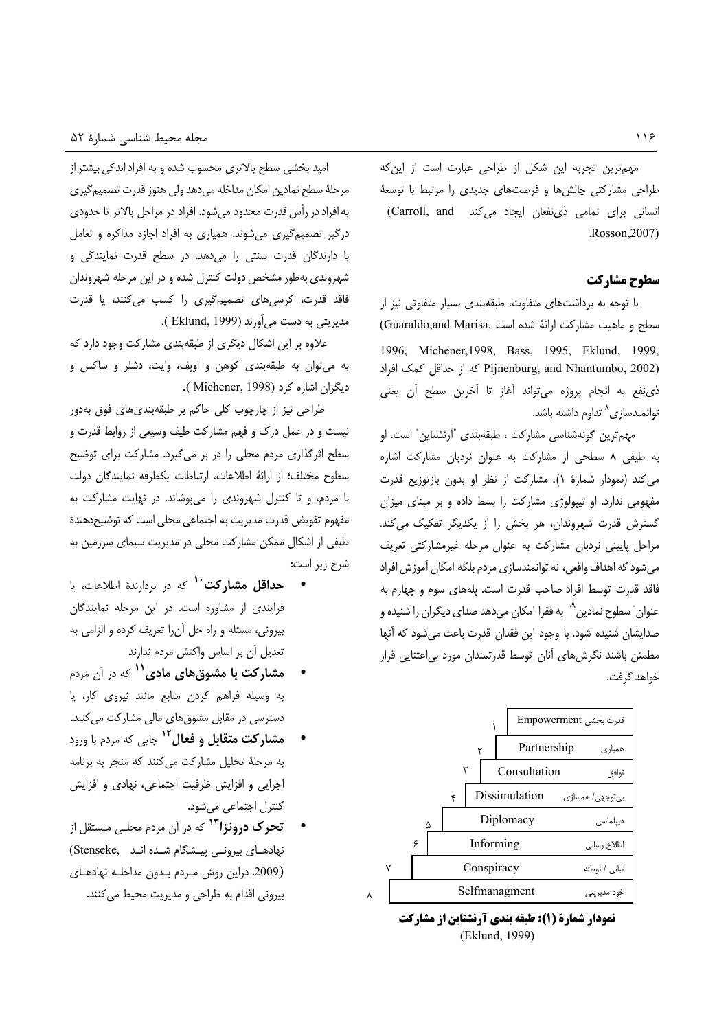مهم‌ترین تجربه این شکل از طراحی عبارت است از این‌که طراحی مشارکتی چالش‌ها و فرصت‌های جدیدی را مرتبط با توسعهٔ انسانی برای تمامی ذی‌نفعان ایجاد می‌کند (Carroll, and Rosson,2007).

## سطوح مشارکت

با توجه به برداشت‌های متفاوت، طبقه‌بندی بسیار متفاوتی نیز از سطح و ماهیت مشارکت ارائهٔ شده است (Guaraldo,and Marisa, 1996, Michener,1998, Bass, 1995, Eklund, 1999, Pijnenburg, and Nhantumbo, 2002) که از حداقل کمک افراد ذی‌نفع به انجام پروژه می‌تواند آغاز تا آخرین سطح آن یعنی توانمندسازی[8] تداوم داشته باشد.

مهم‌ترین گونه‌شناسی مشارکت ، طبقه‌بندی "آرنشتاین" است. او به طیفی ۸ سطحی از مشارکت به عنوان نردبان مشارکت اشاره می‌کند (نمودار شمارهٔ ۱). مشارکت از نظر او بدون بازتوزیع قدرت مفهومی ندارد. او تیپولوژی مشارکت را بسط داده و بر مبنای میزان گسترش قدرت شهروندان، هر بخش را از یکدیگر تفکیک می‌کند. مراحل پایینی نردبان مشارکت به عنوان مرحله غیرمشارکتی تعریف می‌شود که اهداف واقعی، نه توانمندسازی مردم بلکه امکان آموزش افراد فاقد قدرت توسط افراد صاحب قدرت است. پله‌های سوم و چهارم به عنوان" سطوح نمادین"[9] به فقرا امکان می‌دهد صدای دیگران را شنیده و صدایشان شنیده شود. با وجود این فقدان قدرت باعث می‌شود که آنها مطمئن باشند نگرش‌های آنان توسط قدرتمندان مورد بی‌اعتنایی قرار خواهد گرفت.

| | | |
|---|---|---|
| ۱ | Empowerment | قدرت بخشی |
| ۲ | Partnership | همیاری |
| ۳ | Consultation | توافق |
| ۴ | Dissimulation | بی‌توجهی/ همسازی |
| ۵ | Diplomacy | دیپلماسی |
| ۶ | Informing | اطلاع رسانی |
| ۷ | Conspiracy | تبانی / توطئه |
| ۸ | Selfmanagment | خود مدیریتی |

**نمودار شمارهٔ (۱): طبقه بندی آرنشتاین از مشارکت**
(Eklund, 1999)

امید بخشی سطح بالاتری محسوب شده و به افراد اندکی بیشتر از مرحلهٔ سطح نمادین امکان مداخله می‌دهد ولی هنوز قدرت تصمیم‌گیری به افراد در رأس قدرت محدود می‌شود. افراد در مراحل بالاتر تا حدودی درگیر تصمیم‌گیری می‌شوند. همیاری به افراد اجازه مذاکره و تعامل با دارندگان قدرت سنتی را می‌دهد. در سطح قدرت نمایندگی و شهروندی به‌طور مشخص دولت کنترل شده و در این مرحله شهروندان فاقد قدرت، کرسی‌های تصمیم‌گیری را کسب می‌کنند، یا قدرت مدیریتی به دست می‌آورند (Eklund, 1999 ).

علاوه بر این اشکال دیگری از طبقه‌بندی مشارکت وجود دارد که به می‌توان به طبقه‌بندی کوهن و اوپف، وایت، دشلر و ساکس و دیگران اشاره کرد (Michener, 1998 ).

طراحی نیز از چارچوب کلی حاکم بر طبقه‌بندی‌های فوق به‌دور نیست و در عمل درک و فهم مشارکت طیف وسیعی از روابط قدرت و سطح اثرگذاری مردم محلی را در بر می‌گیرد. مشارکت برای توضیح سطوح مختلف؛ از ارائهٔ اطلاعات، ارتباطات یکطرفه نمایندگان دولت با مردم، و تا کنترل شهروندی را می‌پوشاند. در نهایت مشارکت به مفهوم تفویض قدرت مدیریت به اجتماعی محلی است که توضیح‌دهندهٔ طیفی از اشکال ممکن مشارکت محلی در مدیریت سیمای سرزمین به شرح زیر است:

- **حداقل مشارکت**[10] که در بردارندهٔ اطلاعات، یا فرایندی از مشاوره است. در این مرحله نمایندگان بیرونی، مسئله و راه حل آن‌را تعریف کرده و الزامی به تعدیل آن بر اساس واکنش مردم ندارند
- **مشارکت با مشوق‌های مادی**[11] که در آن مردم به وسیله فراهم کردن منابع مانند نیروی کار، یا دسترسی در مقابل مشوق‌های مالی مشارکت می‌کنند.
- **مشارکت متقابل و فعال**[12] جایی که مردم با ورود به مرحلهٔ تحلیل مشارکت می‌کنند که منجر به برنامه اجرایی و افزایش ظرفیت اجتماعی، نهادی و افزایش کنترل اجتماعی می‌شود.
- **تحرک درونزا**[13] که در آن مردم محلی مستقل از نهادهای بیرونی پیشگام شده اند (Stenseke, 2009). دراین روش مردم بدون مداخله نهادهای بیرونی اقدام به طراحی و مدیریت محیط می‌کنند.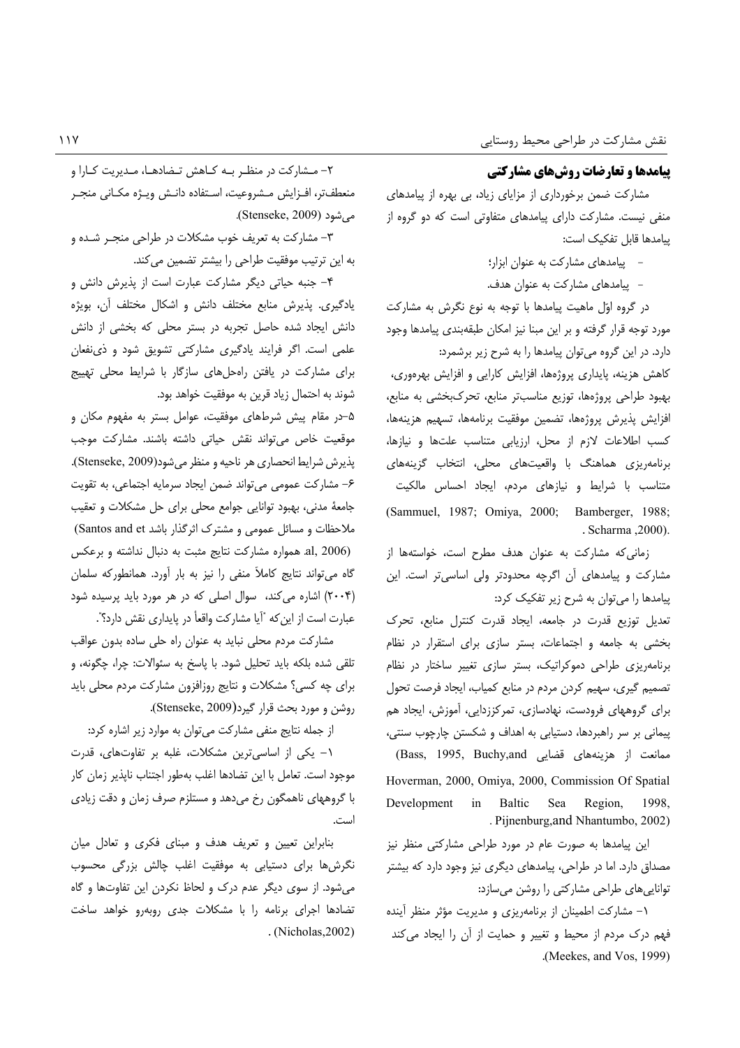## پیامدها و تعارضات روش‌های مشارکتی

مشارکت ضمن برخورداری از مزایای زیاد، بی بهره از پیامدهای منفی نیست. مشارکت دارای پیامدهای متفاوتی است که دو گروه از پیامدها قابل تفکیک است:

- پیامدهای مشارکت به عنوان ابزار؛
- پیامدهای مشارکت به عنوان هدف.

در گروه اوّل ماهیت پیامدها با توجه به نوع نگرش به مشارکت مورد توجه قرار گرفته و بر این مبنا نیز امکان طبقه‌بندی پیامدها وجود دارد. در این گروه می‌توان پیامدها را به شرح زیر برشمرد:

کاهش هزینه، پایداری پروژه‌ها، افزایش کارایی و افزایش بهره‌وری، بهبود طراحی پروژه‌ها، توزیع مناسب‌تر منابع، تحرک‌بخشی به منابع، افزایش پذیرش پروژه‌ها، تضمین موفقیت برنامه‌ها، تسهیم هزینه‌ها، کسب اطلاعات لازم از محل، ارزیابی متناسب علت‌ها و نیازها، برنامه‌ریزی هماهنگ با واقعیت‌های محلی، انتخاب گزینه‌های متناسب با شرایط و نیازهای مردم، ایجاد احساس مالکیت (Sammuel, 1987; Omiya, 2000; Bamberger, 1988; Scharma ,2000).

زمانی‌که مشارکت به عنوان هدف مطرح است، خواسته‌ها از مشارکت و پیامدهای آن اگرچه محدودتر ولی اساسی‌تر است. این پیامدها را می‌توان به شرح زیر تفکیک کرد:

تعدیل توزیع قدرت در جامعه، ایجاد قدرت کنترل منابع، تحرک بخشی به جامعه و اجتماعات، بستر سازی برای استقرار در نظام برنامه‌ریزی طراحی دموکراتیک، بستر سازی تغییر ساختار در نظام تصمیم گیری، سهیم کردن مردم در منابع کمیاب، ایجاد فرصت تحول برای گروههای فرودست، نهادسازی، تمرکززدایی، آموزش، ایجاد هم پیمانی بر سر راهبردها، دستیابی به اهداف و شکستن چارچوب سنتی، ممانعت از هزینه‌های قضایی (Bass, 1995, Buchy,and Hoverman, 2000, Omiya, 2000, Commission Of Spatial Development in Baltic Sea Region, 1998, Pijnenburg,and Nhantumbo, 2002).

این پیامدها به صورت عام در مورد طراحی مشارکتی منظر نیز مصداق دارد. اما در طراحی، پیامدهای دیگری نیز وجود دارد که بیشتر توانایی‌های طراحی مشارکتی را روشن می‌سازد:

۱- مشارکت اطمینان از برنامه‌ریزی و مدیریت مؤثر منظر آینده فهم درک مردم از محیط و تغییر و حمایت از آن را ایجاد می‌کند (Meekes, and Vos, 1999).

۲- مشارکت در منظر به کاهش تضادها، مدیریت کارا و منعطف‌تر، افزایش مشروعیت، استفاده دانش ویژه مکانی منجر می‌شود (Stenseke, 2009).

۳- مشارکت به تعریف خوب مشکلات در طراحی منجر شده و به این ترتیب موفقیت طراحی را بیشتر تضمین می‌کند.

۴- جنبه حیاتی دیگر مشارکت عبارت است از پذیرش دانش و یادگیری. پذیرش منابع مختلف دانش و اشکال مختلف آن، بویژه دانش ایجاد شده حاصل تجربه در بستر محلی که بخشی از دانش علمی است. اگر فرایند یادگیری مشارکتی تشویق شود و ذی‌نفعان برای مشارکت در یافتن راه‌حل‌های سازگار با شرایط محلی تهییج شوند به احتمال زیاد قرین به موفقیت خواهد بود.

۵-در مقام پیش شرطهای موفقیت، عوامل بستر به مفهوم مکان و موقعیت خاص می‌تواند نقش حیاتی داشته باشند. مشارکت موجب پذیرش شرایط انحصاری هر ناحیه و منظر می‌شود(Stenseke, 2009).

۶- مشارکت عمومی می‌تواند ضمن ایجاد سرمایه اجتماعی، به تقویت جامعهٔ مدنی، بهبود توانایی جوامع محلی برای حل مشکلات و تعقیب ملاحظات و مسائل عمومی و مشترک اثرگذار باشد (Santos and et al, 2006).

همواره مشارکت نتایج مثبت به دنبال نداشته و برعکس گاه می‌تواند نتایج کاملاً منفی را نیز به بار آورد. همانطورکه سلمان (۲۰۰۴) اشاره می‌کند، سوال اصلی که در هر مورد باید پرسیده شود عبارت است از این‌که "آیا مشارکت واقعاً در پایداری نقش دارد؟".

مشارکت مردم محلی نباید به عنوان راه حلی ساده بدون عواقب تلقی شده بلکه باید تحلیل شود. با پاسخ به سئوالات: چرا، چگونه، و برای چه کسی؟ مشکلات و نتایج روزافزون مشارکت مردم محلی باید روشن و مورد بحث قرار گیرد(Stenseke, 2009).

از جمله نتایج منفی مشارکت می‌توان به موارد زیر اشاره کرد:

۱- یکی از اساسی‌ترین مشکلات، غلبه بر تفاوت‌های، قدرت موجود است. تعامل با این تضادها اغلب به‌طور اجتناب ناپذیر زمان کار با گروههای ناهمگون رخ می‌دهد و مستلزم صرف زمان و دقت زیادی است.

بنابراین تعیین و تعریف هدف و مبنای فکری و تعادل میان نگرش‌ها برای دستیابی به موفقیت اغلب چالش بزرگی محسوب می‌شود. از سوی دیگر عدم درک و لحاظ نکردن این تفاوت‌ها و گاه تضادها اجرای برنامه را با مشکلات جدی روبه‌رو خواهد ساخت (Nicholas,2002).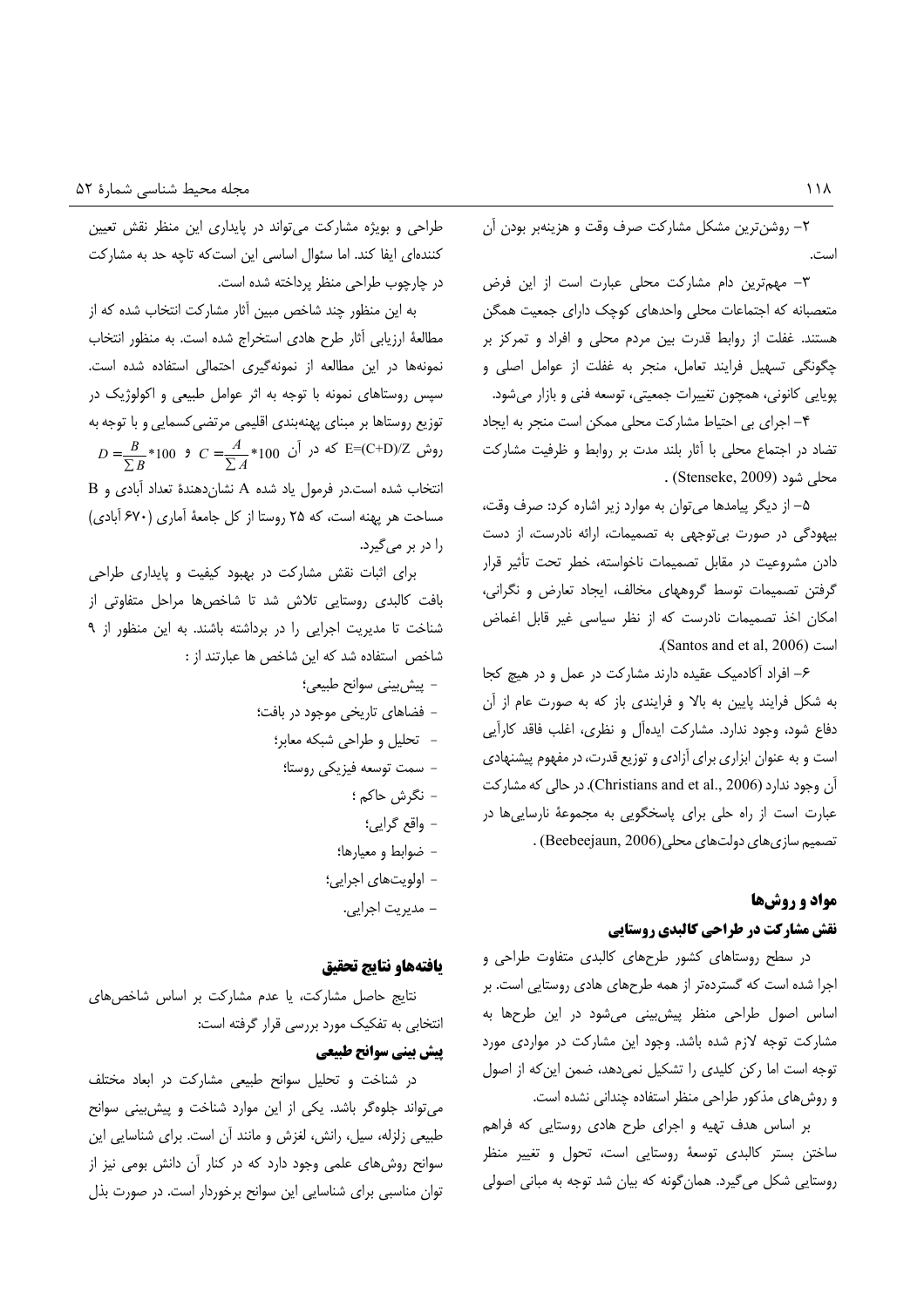۲- روشن‌ترین مشکل مشارکت صرف وقت و هزینه‌بر بودن آن است.

۳- مهم‌ترین دام مشارکت محلی عبارت است از این فرض متعصبانه که اجتماعات محلی واحدهای کوچک دارای جمعیت همگن هستند. غفلت از روابط قدرت بین مردم محلی و افراد و تمرکز بر چگونگی تسهیل فرایند تعامل، منجر به غفلت از عوامل اصلی و پویایی کانونی، همچون تغییرات جمعیتی، توسعه فنی و بازار می‌شود.

۴- اجرای بی احتیاط مشارکت محلی ممکن است منجر به ایجاد تضاد در اجتماع محلی با آثار بلند مدت بر روابط و ظرفیت مشارکت محلی شود (Stenseke, 2009) .

۵- از دیگر پیامدها می‌توان به موارد زیر اشاره کرد: صرف وقت، بیهودگی در صورت بی‌توجهی به تصمیمات، ارائه نادرست، از دست دادن مشروعیت در مقابل تصمیمات ناخواسته، خطر تحت تأثیر قرار گرفتن تصمیمات توسط گروههای مخالف، ایجاد تعارض و نگرانی، امکان اخذ تصمیمات نادرست که از نظر سیاسی غیر قابل اغماض است (Santos and et al, 2006).

۶- افراد آکادمیک عقیده دارند مشارکت در عمل و در هیچ کجا به شکل فرایند پایین به بالا و فرایندی باز که به صورت عام از آن دفاع شود، وجود ندارد. مشارکت ایده‌آل و نظری، اغلب فاقد کارآیی است و به عنوان ابزاری برای آزادی و توزیع قدرت، در مفهوم پیشنهادی آن وجود ندارد (Christians and et al., 2006). در حالی که مشارکت عبارت است از راه حلی برای پاسخگویی به مجموعهٔ نارسایی‌ها در تصمیم سازی‌های دولت‌های محلی(Beebeejaun, 2006) .

## مواد و روش‌ها

### نقش مشارکت در طراحی کالبدی روستایی

در سطح روستاهای کشور طرحهای کالبدی متفاوت طراحی و اجرا شده است که گسترده‌تر از همه طرحهای هادی روستایی است. بر اساس اصول طراحی منظر پیش‌بینی می‌شود در این طرحها به مشارکت توجه لازم شده باشد. وجود این مشارکت در مواردی مورد توجه است اما رکن کلیدی را تشکیل نمی‌دهد، ضمن این‌که از اصول و روش‌های مذکور طراحی منظر استفاده چندانی نشده است.

بر اساس هدف تهیه و اجرای طرح هادی روستایی که فراهم ساختن بستر کالبدی توسعهٔ روستایی است، تحول و تغییر منظر روستایی شکل می‌گیرد. همان‌گونه که بیان شد توجه به مبانی اصولی طراحی و بویژه مشارکت می‌تواند در پایداری این منظر نقش تعیین کننده‌ای ایفا کند. اما سئوال اساسی این است‌که تاچه حد به مشارکت در چارچوب طراحی منظر پرداخته شده است.

به این منظور چند شاخص مبین آثار مشارکت انتخاب شده که از مطالعهٔ ارزیابی آثار طرح هادی استخراج شده است. به منظور انتخاب نمونه‌ها در این مطالعه از نمونه‌گیری احتمالی استفاده شده است. سپس روستاهای نمونه با توجه به اثر عوامل طبیعی و اکولوژیک در توزیع روستاها بر مبنای پهنه‌بندی اقلیمی مرتضی‌کسمایی و با توجه به روش E=(C+D)/Z که در آن $C=\frac{A}{\sum A}*100$ و $D=\frac{B}{\sum B}*100$ انتخاب شده است.در فرمول یاد شده A نشان‌دهندهٔ تعداد آبادی و B مساحت هر پهنه است، که ۲۵ روستا از کل جامعهٔ آماری (۶۷۰ آبادی) را در بر می‌گیرد.

برای اثبات نقش مشارکت در بهبود کیفیت و پایداری طراحی بافت کالبدی روستایی تلاش شد تا شاخص‌ها مراحل متفاوتی از شناخت تا مدیریت اجرایی را در برداشته باشند. به این منظور از ۹ شاخص استفاده شد که این شاخص ها عبارتند از :

- پیش‌بینی سوانح طبیعی؛
- فضاهای تاریخی موجود در بافت؛
- تحلیل و طراحی شبکه معابر؛
- سمت توسعه فیزیکی روستا؛
- نگرش حاکم ؛
- واقع گرایی؛
- ضوابط و معیارها؛
- اولویت‌های اجرایی؛
- مدیریت اجرایی.

## یافته‌هاو نتایج تحقیق

نتایج حاصل مشارکت، یا عدم مشارکت بر اساس شاخص‌های انتخابی به تفکیک مورد بررسی قرار گرفته است:

### پیش بینی سوانح طبیعی

در شناخت و تحلیل سوانح طبیعی مشارکت در ابعاد مختلف می‌تواند جلوه‌گر باشد. یکی از این موارد شناخت و پیش‌بینی سوانح طبیعی زلزله، سیل، رانش، لغزش و مانند آن است. برای شناسایی این سوانح روش‌های علمی وجود دارد که در کنار آن دانش بومی نیز از توان مناسبی برای شناسایی این سوانح برخوردار است. در صورت بذل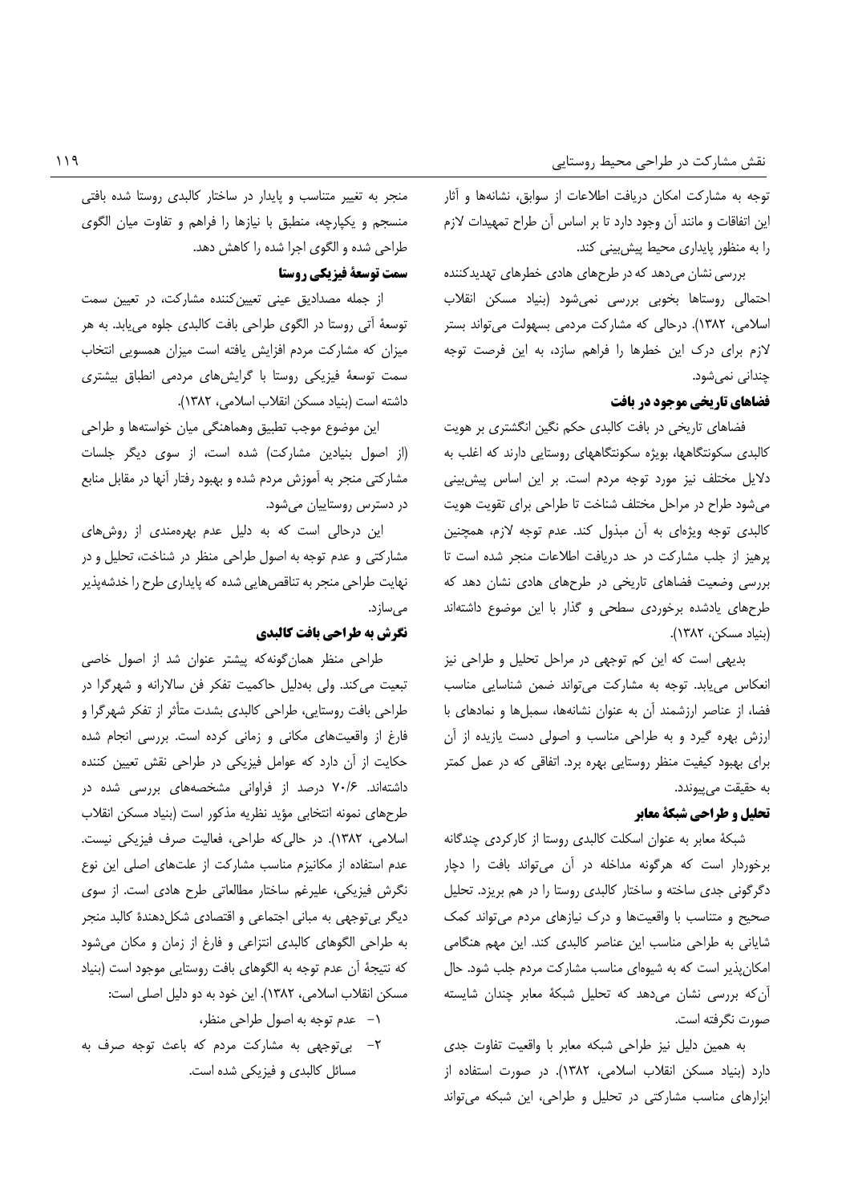توجه به مشارکت امکان دریافت اطلاعات از سوابق، نشانه‌ها و آثار این اتفاقات و مانند آن وجود دارد تا بر اساس آن طراح تمهیدات لازم را به منظور پایداری محیط پیش‌بینی کند.

بررسی نشان می‌دهد که در طرح‌های هادی خطرهای تهدیدکننده احتمالی روستاها بخوبی بررسی نمی‌شود (بنیاد مسکن انقلاب اسلامی، ۱۳۸۲). درحالی که مشارکت مردمی بسهولت می‌تواند بستر لازم برای درک این خطرها را فراهم سازد، به این فرصت توجه چندانی نمی‌شود.

### فضاهای تاریخی موجود در بافت

فضاهای تاریخی در بافت کالبدی حکم نگین انگشتری بر هویت کالبدی سکونتگاهها، بویژه سکونتگاههای روستایی دارند که اغلب به دلایل مختلف نیز مورد توجه مردم است. بر این اساس پیش‌بینی می‌شود طراح در مراحل مختلف شناخت تا طراحی برای تقویت هویت کالبدی توجه ویژه‌ای به آن مبذول کند. عدم توجه لازم، همچنین پرهیز از جلب مشارکت در حد دریافت اطلاعات منجر شده است تا بررسی وضعیت فضاهای تاریخی در طرح‌های هادی نشان دهد که طرح‌های یادشده برخوردی سطحی و گذار با این موضوع داشته‌اند (بنیاد مسکن، ۱۳۸۲).

بدیهی است که این کم توجهی در مراحل تحلیل و طراحی نیز انعکاس می‌یابد. توجه به مشارکت می‌تواند ضمن شناسایی مناسب فضا، از عناصر ارزشمند آن به عنوان نشانه‌ها، سمبل‌ها و نمادهای با ارزش بهره گیرد و به طراحی مناسب و اصولی دست یازیده از آن برای بهبود کیفیت منظر روستایی بهره برد. اتفاقی که در عمل کمتر به حقیقت می‌پیوندد.

### تحلیل و طراحی شبکهٔ معابر

شبکهٔ معابر به عنوان اسکلت کالبدی روستا از کارکردی چندگانه برخوردار است که هرگونه مداخله در آن می‌تواند بافت را دچار دگرگونی جدی ساخته و ساختار کالبدی روستا را در هم بریزد. تحلیل صحیح و متناسب با واقعیت‌ها و درک نیازهای مردم می‌تواند کمک شایانی به طراحی مناسب این عناصر کالبدی کند. این مهم هنگامی امکان‌پذیر است که به شیوه‌ای مناسب مشارکت مردم جلب شود. حال آن‌که بررسی نشان می‌دهد که تحلیل شبکهٔ معابر چندان شایسته صورت نگرفته است.

به همین دلیل نیز طراحی شبکه معابر با واقعیت تفاوت جدی دارد (بنیاد مسکن انقلاب اسلامی، ۱۳۸۲). در صورت استفاده از ابزارهای مناسب مشارکتی در تحلیل و طراحی، این شبکه می‌تواند منجر به تغییر متناسب و پایدار در ساختار کالبدی روستا شده بافتی منسجم و یکپارچه، منطبق با نیازها را فراهم و تفاوت میان الگوی طراحی شده و الگوی اجرا شده را کاهش دهد.

### سمت توسعهٔ فیزیکی روستا

از جمله مصادیق عینی تعیین‌کننده مشارکت، در تعیین سمت توسعهٔ آتی روستا در الگوی طراحی بافت کالبدی جلوه می‌یابد. به هر میزان که مشارکت مردم افزایش یافته است میزان همسویی انتخاب سمت توسعهٔ فیزیکی روستا با گرایش‌های مردمی انطباق بیشتری داشته است (بنیاد مسکن انقلاب اسلامی، ۱۳۸۲).

این موضوع موجب تطبیق وهماهنگی میان خواسته‌ها و طراحی (از اصول بنیادین مشارکت) شده است، از سوی دیگر جلسات مشارکتی منجر به آموزش مردم شده و بهبود رفتار آنها در مقابل منابع در دسترس روستاییان می‌شود.

این درحالی است که به دلیل عدم بهره‌مندی از روش‌های مشارکتی و عدم توجه به اصول طراحی منظر در شناخت، تحلیل و در نهایت طراحی منجر به تناقص‌هایی شده که پایداری طرح را خدشه‌پذیر می‌سازد.

### نگرش به طراحی بافت کالبدی

طراحی منظر همان‌گونه‌که پیشتر عنوان شد از اصول خاصی تبعیت می‌کند. ولی به‌دلیل حاکمیت تفکر فن سالارانه و شهرگرا در طراحی بافت روستایی، طراحی کالبدی بشدت متأثر از تفکر شهرگرا و فارغ از واقعیت‌های مکانی و زمانی کرده است. بررسی انجام شده حکایت از آن دارد که عوامل فیزیکی در طراحی نقش تعیین کننده داشته‌اند. ۷۰/۶ درصد از فراوانی مشخصه‌های بررسی شده در طرح‌های نمونه انتخابی مؤید نظریه مذکور است (بنیاد مسکن انقلاب اسلامی، ۱۳۸۲). در حالی‌که طراحی، فعالیت صرف فیزیکی نیست. عدم استفاده از مکانیزم مناسب مشارکت از علت‌های اصلی این نوع نگرش فیزیکی، علیرغم ساختار مطالعاتی طرح هادی است. از سوی دیگر بی‌توجهی به مبانی اجتماعی و اقتصادی شکل‌دهندهٔ کالبد منجر به طراحی الگوهای کالبدی انتزاعی و فارغ از زمان و مکان می‌شود که نتیجهٔ آن عدم توجه به الگوهای بافت روستایی موجود است (بنیاد مسکن انقلاب اسلامی، ۱۳۸۲). این خود به دو دلیل اصلی است:

۱- عدم توجه به اصول طراحی منظر،

۲- بی‌توجهی به مشارکت مردم که باعث توجه صرف به مسائل کالبدی و فیزیکی شده است.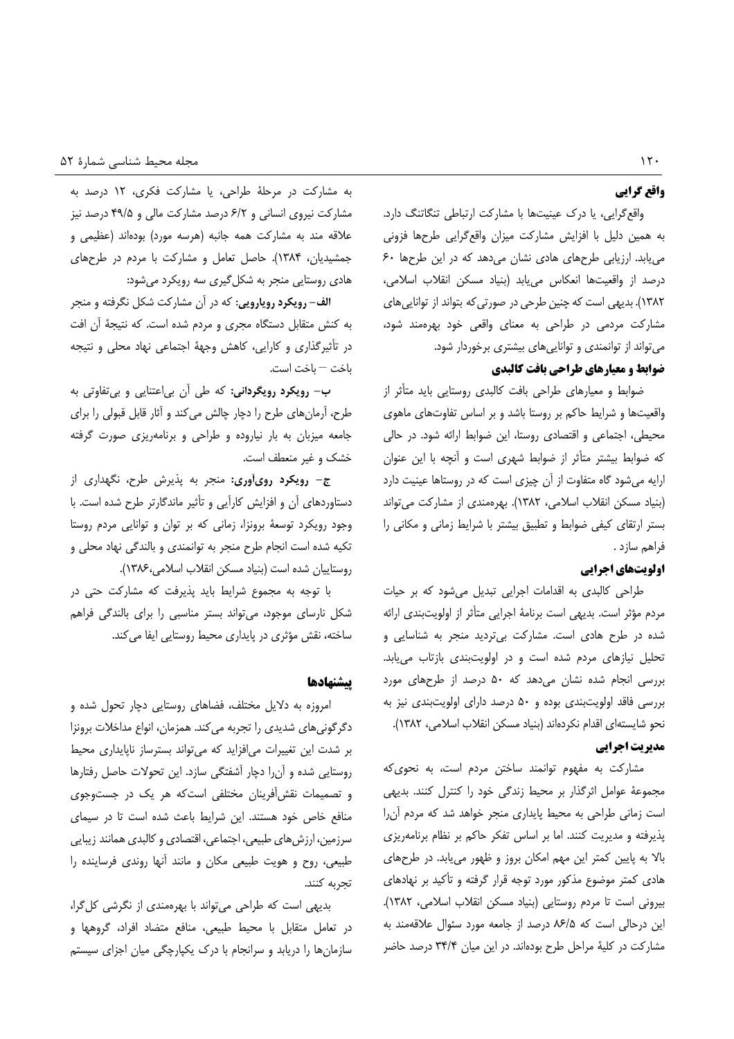### واقع گرایی

واقع‌گرایی، یا درک عینیت‌ها با مشارکت ارتباطی تنگاتنگ دارد. به همین دلیل با افزایش مشارکت میزان واقع‌گرایی طرح‌ها فزونی می‌یابد. ارزیابی طرح‌های هادی نشان می‌دهد که در این طرح‌ها ۶۰ درصد از واقعیت‌ها انعکاس می‌یابد (بنیاد مسکن انقلاب اسلامی، ۱۳۸۲). بدیهی است که چنین طرحی در صورتی‌که بتواند از توانایی‌های مشارکت مردمی در طراحی به معنای واقعی خود بهره‌مند شود، می‌تواند از توانمندی و توانایی‌های بیشتری برخوردار شود.

### ضوابط و معیارهای طراحی بافت کالبدی

ضوابط و معیارهای طراحی بافت کالبدی روستایی باید متأثر از واقعیت‌ها و شرایط حاکم بر روستا باشد و بر اساس تفاوت‌های ماهوی محیطی، اجتماعی و اقتصادی روستا، این ضوابط ارائه شود. در حالی که ضوابط بیشتر متأثر از ضوابط شهری است و آنچه با این عنوان ارایه می‌شود گاه متفاوت از آن چیزی است که در روستاها عینیت دارد (بنیاد مسکن انقلاب اسلامی، ۱۳۸۲). بهره‌مندی از مشارکت می‌تواند بستر ارتقای کیفی ضوابط و تطبیق بیشتر با شرایط زمانی و مکانی را فراهم سازد .

### اولویت‌های اجرایی

طراحی کالبدی به اقدامات اجرایی تبدیل می‌شود که بر حیات مردم مؤثر است. بدیهی است برنامهٔ اجرایی متأثر از اولویت‌بندی ارائه شده در طرح هادی است. مشارکت بی‌تردید منجر به شناسایی و تحلیل نیازهای مردم شده است و در اولویت‌بندی بازتاب می‌یابد. بررسی انجام شده نشان می‌دهد که ۵۰ درصد از طرح‌های مورد بررسی فاقد اولویت‌بندی بوده و ۵۰ درصد دارای اولویت‌بندی نیز به نحو شایسته‌ای اقدام نکرده‌اند (بنیاد مسکن انقلاب اسلامی، ۱۳۸۲).

### مدیریت اجرایی

مشارکت به مفهوم توانمند ساختن مردم است، به نحوی‌که مجموعهٔ عوامل اثرگذار بر محیط زندگی خود را کنترل کنند. بدیهی است زمانی طراحی به محیط پایداری منجر خواهد شد که مردم آن‌را پذیرفته و مدیریت کنند. اما بر اساس تفکر حاکم بر نظام برنامه‌ریزی بالا به پایین کمتر این مهم امکان بروز و ظهور می‌یابد. در طرح‌های هادی کمتر موضوع مذکور مورد توجه قرار گرفته و تأکید بر نهادهای بیرونی است تا مردم روستایی (بنیاد مسکن انقلاب اسلامی، ۱۳۸۲). این درحالی است که ۸۶/۵ درصد از جامعه مورد سئوال علاقه‌مند به مشارکت در کلیهٔ مراحل طرح بوده‌اند. در این میان ۳۴/۴ درصد حاضر به مشارکت در مرحلهٔ طراحی، یا مشارکت فکری، ۱۲ درصد به مشارکت نیروی انسانی و ۶/۲ درصد مشارکت مالی و ۴۹/۵ درصد نیز علاقه مند به مشارکت همه جانبه (هرسه مورد) بوده‌اند (عظیمی و جمشیدیان، ۱۳۸۴). حاصل تعامل و مشارکت با مردم در طرح‌های هادی روستایی منجر به شکل‌گیری سه رویکرد می‌شود:

**الف– رویکرد رویارویی:** که در آن مشارکت شکل نگرفته و منجر به کنش متقابل دستگاه مجری و مردم شده است. که نتیجهٔ آن افت در تأثیرگذاری و کارایی، کاهش وجههٔ اجتماعی نهاد محلی و نتیجه باخت – باخت است.

**ب– رویکرد رویگردانی:** که طی آن بی‌اعتنایی و بی‌تفاوتی به طرح، آرمان‌های طرح را دچار چالش می‌کند و آثار قابل قبولی را برای جامعه میزبان به بار نیاورده و طراحی و برنامه‌ریزی صورت گرفته خشک و غیر منعطف است.

**ج– رویکرد روی‌آوری:** منجر به پذیرش طرح، نگهداری از دستاوردهای آن و افزایش کارآیی و تأثیر ماندگارتر طرح شده است. با وجود رویکرد توسعهٔ برونزا، زمانی که بر توان و توانایی مردم روستا تکیه شده است انجام طرح منجر به توانمندی و بالندگی نهاد محلی و روستاییان شده است (بنیاد مسکن انقلاب اسلامی،۱۳۸۶).

با توجه به مجموع شرایط باید پذیرفت که مشارکت حتی در شکل نارسای موجود، می‌تواند بستر مناسبی را برای بالندگی فراهم ساخته، نقش مؤثری در پایداری محیط روستایی ایفا می‌کند.

## پیشنهادها

امروزه به دلایل مختلف، فضاهای روستایی دچار تحول شده و دگرگونی‌های شدیدی را تجربه می‌کند. همزمان، انواع مداخلات برونزا بر شدت این تغییرات می‌افزاید که می‌تواند بسترساز ناپایداری محیط روستایی شده و آن‌را دچار آشفتگی سازد. این تحولات حاصل رفتارها و تصمیمات نقش‌آفرینان مختلفی است‌که هر یک در جست‌وجوی منافع خاص خود هستند. این شرایط باعث شده است تا در سیمای سرزمین، ارزش‌های طبیعی، اجتماعی، اقتصادی و کالبدی همانند زیبایی طبیعی، روح و هویت طبیعی مکان و مانند آنها روندی فرساینده را تجربه کنند.

بدیهی است که طراحی می‌تواند با بهره‌مندی از نگرشی کل‌گرا، در تعامل متقابل با محیط طبیعی، منافع متضاد افراد، گروهها و سازمان‌ها را دریابد و سرانجام با درک یکپارچگی میان اجزای سیستم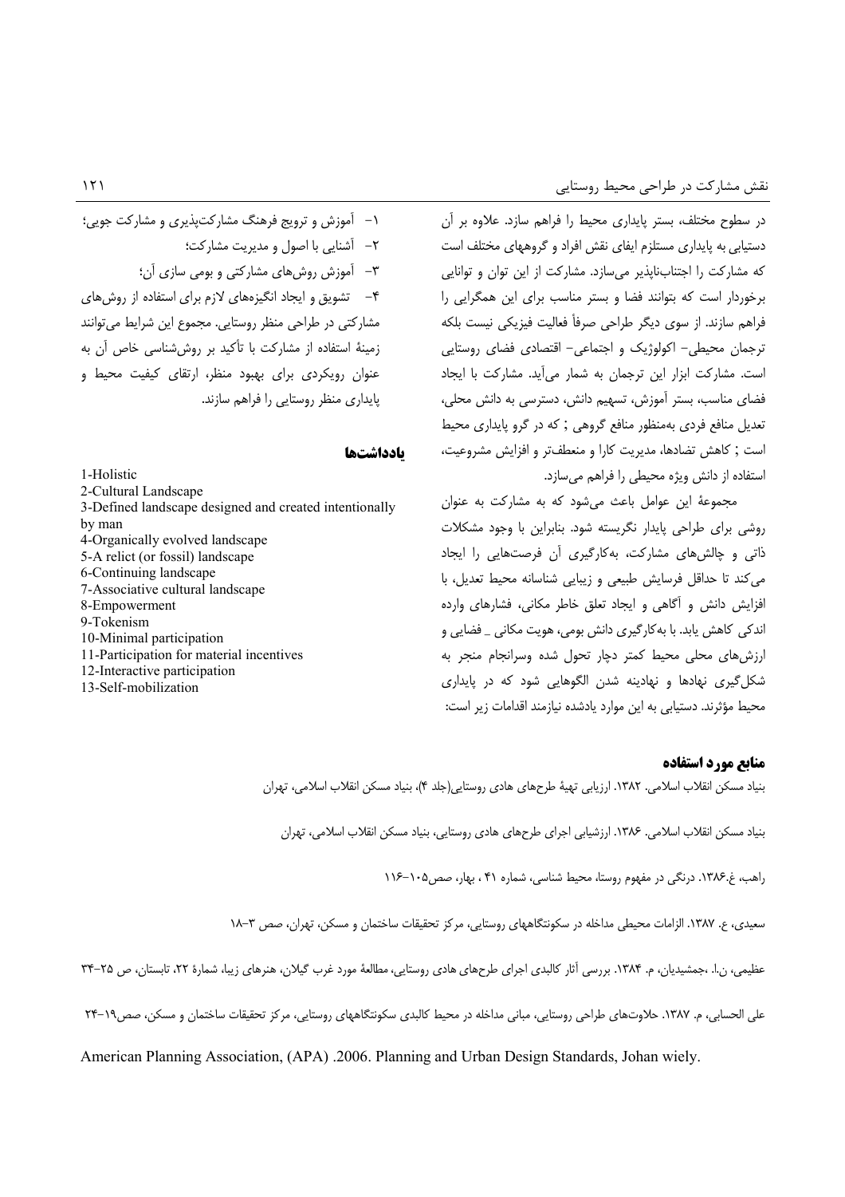در سطوح مختلف، بستر پایداری محیط را فراهم سازد. علاوه بر آن دستیابی به پایداری مستلزم ایفای نقش افراد و گروههای مختلف است که مشارکت را اجتناب‌ناپذیر می‌سازد. مشارکت از این توان و توانایی برخوردار است که بتوانند فضا و بستر مناسب برای این همگرایی را فراهم سازند. از سوی دیگر طراحی صرفاً فعالیت فیزیکی نیست بلکه ترجمان محیطی- اکولوژیک و اجتماعی- اقتصادی فضای روستایی است. مشارکت ابزار این ترجمان به شمار می‌آید. مشارکت با ایجاد فضای مناسب، بستر آموزش، تسهیم دانش، دسترسی به دانش محلی، تعدیل منافع فردی به‌منظور منافع گروهی ; که در گرو پایداری محیط است ; کاهش تضادها، مدیریت کارا و منعطف‌تر و افزایش مشروعیت، استفاده از دانش ویژه محیطی را فراهم می‌سازد.

مجموعهٔ این عوامل باعث می‌شود که به مشارکت به عنوان روشی برای طراحی پایدار نگریسته شود. بنابراین با وجود مشکلات ذاتی و چالش‌های مشارکت، به‌کارگیری آن فرصت‌هایی را ایجاد می‌کند تا حداقل فرسایش طبیعی و زیبایی شناسانه محیط تعدیل، با افزایش دانش و آگاهی و ایجاد تعلق خاطر مکانی، فشارهای وارده اندکی کاهش یابد. با به‌کارگیری دانش بومی، هویت مکانی ـ فضایی و ارزش‌های محلی محیط کمتر دچار تحول شده وسرانجام منجر به شکل‌گیری نهادها و نهادینه شدن الگوهایی شود که در پایداری محیط مؤثرند. دستیابی به این موارد یادشده نیازمند اقدامات زیر است:

۱- آموزش و ترویج فرهنگ مشارکت‌پذیری و مشارکت جویی؛

۲- آشنایی با اصول و مدیریت مشارکت؛

۳- آموزش روش‌های مشارکتی و بومی سازی آن؛

۴- تشویق و ایجاد انگیزه‌های لازم برای استفاده از روش‌های مشارکتی در طراحی منظر روستایی. مجموع این شرایط می‌توانند زمینهٔ استفاده از مشارکت با تأکید بر روش‌شناسی خاص آن به عنوان رویکردی برای بهبود منظر، ارتقای کیفیت محیط و پایداری منظر روستایی را فراهم سازند.

## یادداشت‌ها

1-Holistic
2-Cultural Landscape
3-Defined landscape designed and created intentionally by man
4-Organically evolved landscape
5-A relict (or fossil) landscape
6-Continuing landscape
7-Associative cultural landscape
8-Empowerment
9-Tokenism
10-Minimal participation
11-Participation for material incentives
12-Interactive participation
13-Self-mobilization

## منابع مورد استفاده

بنیاد مسکن انقلاب اسلامی. ۱۳۸۲. ارزیابی تهیهٔ طرح‌های هادی روستایی(جلد ۴)، بنیاد مسکن انقلاب اسلامی، تهران

بنیاد مسکن انقلاب اسلامی. ۱۳۸۶. ارزشیابی اجرای طرح‌های هادی روستایی، بنیاد مسکن انقلاب اسلامی، تهران

راهب، غ.۱۳۸۶. درنگی در مفهوم روستا، محیط شناسی، شماره ۴۱ ، بهار، صص۱۰۵-۱۱۶

سعیدی، ع. ۱۳۸۷. الزامات محیطی مداخله در سکونتگاههای روستایی، مرکز تحقیقات ساختمان و مسکن، تهران، صص ۳-۱۸

عظیمی، ن.ا. ،جمشیدیان، م. ۱۳۸۴. بررسی آثار کالبدی اجرای طرح‌های هادی روستایی، مطالعهٔ مورد غرب گیلان، هنرهای زیبا، شمارهٔ ۲۲، تابستان، ص ۲۵-۳۴

علی الحسابی، م. ۱۳۸۷. حلاوت‌های طراحی روستایی، مبانی مداخله در محیط کالبدی سکونتگاههای روستایی، مرکز تحقیقات ساختمان و مسکن، صص۱۹-۲۴

American Planning Association, (APA) .2006. Planning and Urban Design Standards, Johan wiely.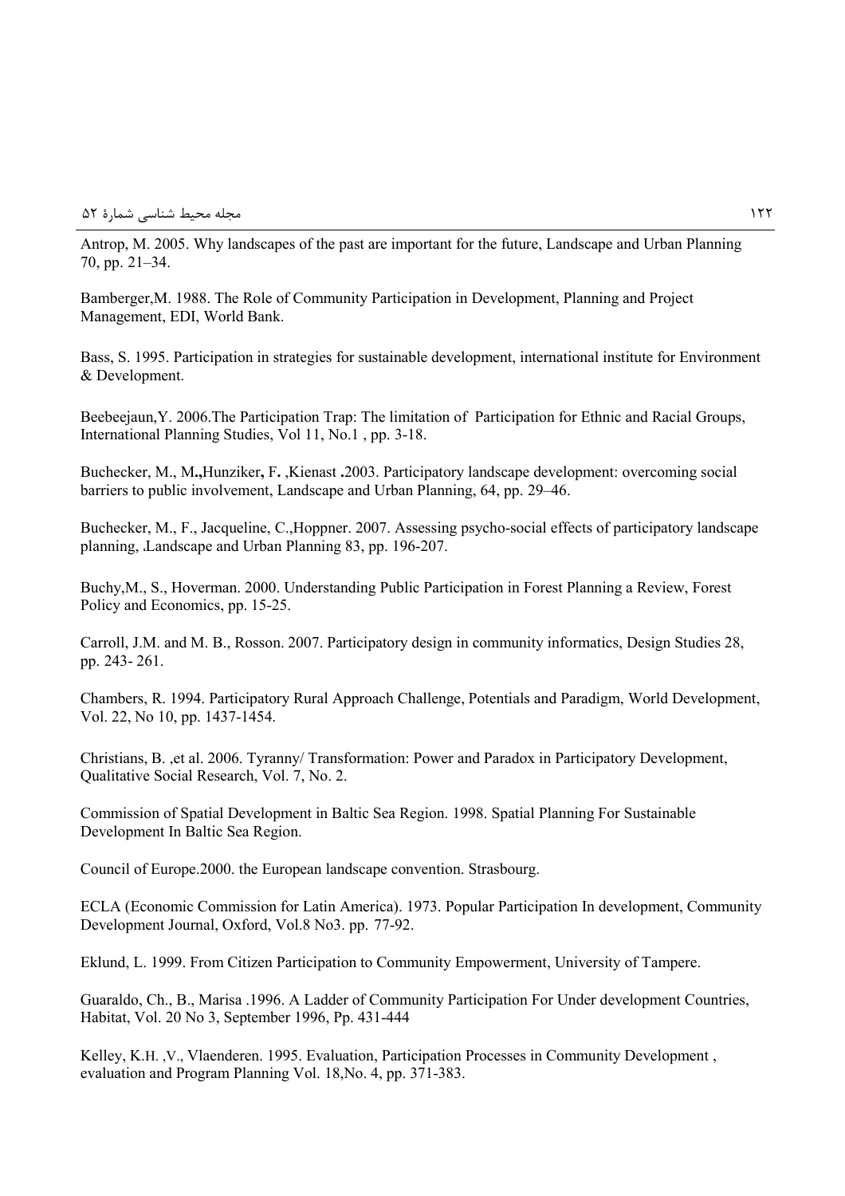Antrop, M. 2005. Why landscapes of the past are important for the future, Landscape and Urban Planning 70, pp. 21–34.

Bamberger,M. 1988. The Role of Community Participation in Development, Planning and Project Management, EDI, World Bank.

Bass, S. 1995. Participation in strategies for sustainable development, international institute for Environment & Development.

Beebeejaun,Y. 2006.The Participation Trap: The limitation of Participation for Ethnic and Racial Groups, International Planning Studies, Vol 11, No.1 , pp. 3-18.

Buchecker, M., M**.,**Hunziker**,** F**.** ,Kienast **.**2003. Participatory landscape development: overcoming social barriers to public involvement, Landscape and Urban Planning, 64, pp. 29–46.

Buchecker, M., F., Jacqueline, C.,Hoppner. 2007. Assessing psycho-social effects of participatory landscape planning, ،Landscape and Urban Planning 83, pp. 196-207.

Buchy,M., S., Hoverman. 2000. Understanding Public Participation in Forest Planning a Review, Forest Policy and Economics, pp. 15-25.

Carroll, J.M. and M. B., Rosson. 2007. Participatory design in community informatics, Design Studies 28, pp. 243- 261.

Chambers, R. 1994. Participatory Rural Approach Challenge, Potentials and Paradigm, World Development, Vol. 22, No 10, pp. 1437-1454.

Christians, B. ,et al. 2006. Tyranny/ Transformation: Power and Paradox in Participatory Development, Qualitative Social Research, Vol. 7, No. 2.

Commission of Spatial Development in Baltic Sea Region. 1998. Spatial Planning For Sustainable Development In Baltic Sea Region.

Council of Europe.2000. the European landscape convention. Strasbourg.

ECLA (Economic Commission for Latin America). 1973. Popular Participation In development, Community Development Journal, Oxford, Vol.8 No3. pp. 77-92.

Eklund, L. 1999. From Citizen Participation to Community Empowerment, University of Tampere.

Guaraldo, Ch., B., Marisa .1996. A Ladder of Community Participation For Under development Countries, Habitat, Vol. 20 No 3, September 1996, Pp. 431-444

Kelley, K.H. ,V., Vlaenderen. 1995. Evaluation, Participation Processes in Community Development , evaluation and Program Planning Vol. 18,No. 4, pp. 371-383.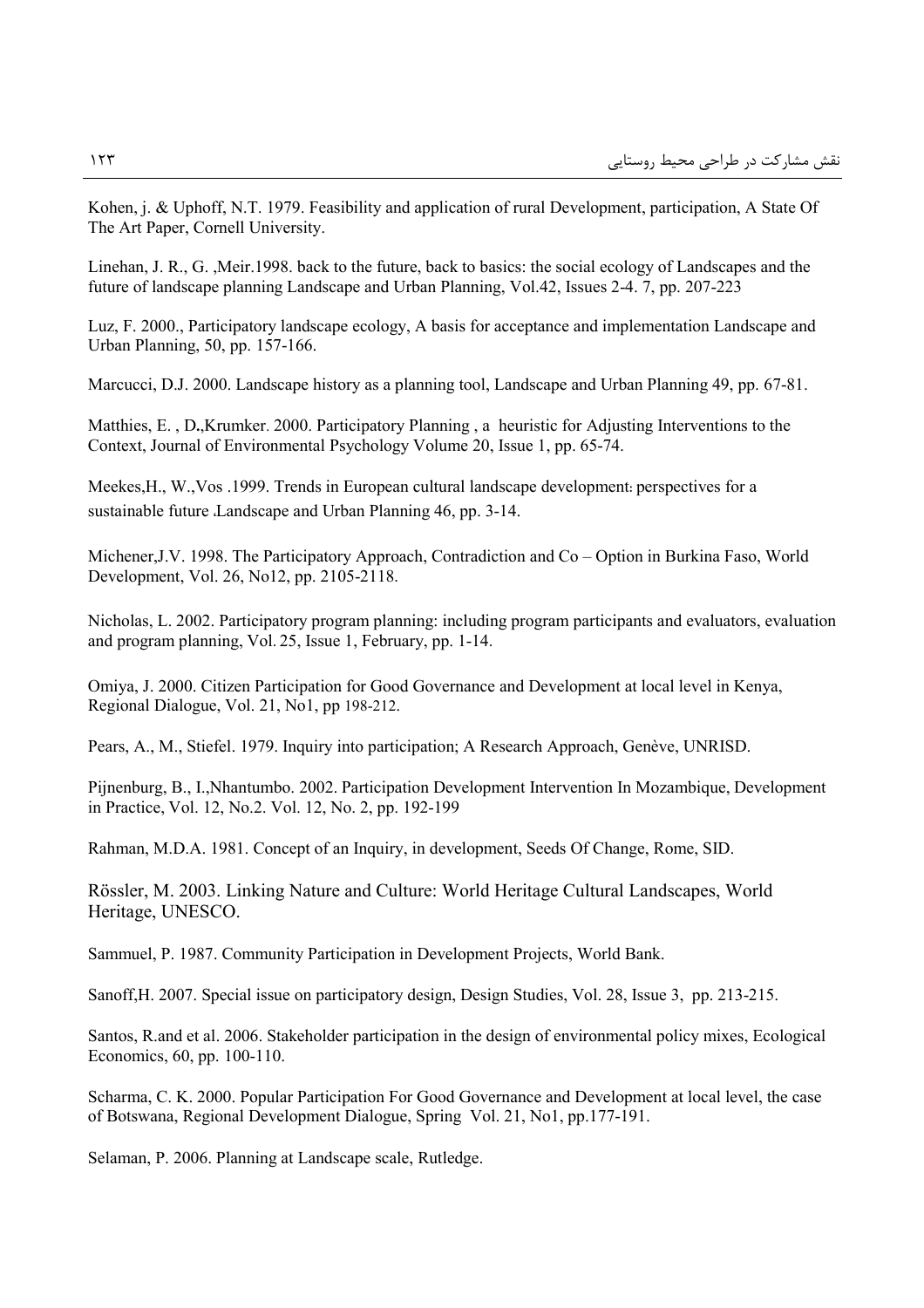Kohen, j. & Uphoff, N.T. 1979. Feasibility and application of rural Development, participation, A State Of The Art Paper, Cornell University.

Linehan, J. R., G. ,Meir.1998. back to the future, back to basics: the social ecology of Landscapes and the future of landscape planning Landscape and Urban Planning, Vol.42, Issues 2-4. 7, pp. 207-223

Luz, F. 2000., Participatory landscape ecology, A basis for acceptance and implementation Landscape and Urban Planning, 50, pp. 157-166.

Marcucci, D.J. 2000. Landscape history as a planning tool, Landscape and Urban Planning 49, pp. 67-81.

Matthies, E. , D.,Krumker. 2000. Participatory Planning , a heuristic for Adjusting Interventions to the Context, Journal of Environmental Psychology Volume 20, Issue 1, pp. 65-74.

Meekes,H., W.,Vos .1999. Trends in European cultural landscape development: perspectives for a sustainable future ،Landscape and Urban Planning 46, pp. 3-14.

Michener,J.V. 1998. The Participatory Approach, Contradiction and Co – Option in Burkina Faso, World Development, Vol. 26, No12, pp. 2105-2118.

Nicholas, L. 2002. Participatory program planning: including program participants and evaluators, evaluation and program planning, Vol. 25, Issue 1, February, pp. 1-14.

Omiya, J. 2000. Citizen Participation for Good Governance and Development at local level in Kenya, Regional Dialogue, Vol. 21, No1, pp 198-212.

Pears, A., M., Stiefel. 1979. Inquiry into participation; A Research Approach, Genève, UNRISD.

Pijnenburg, B., I.,Nhantumbo. 2002. Participation Development Intervention In Mozambique, Development in Practice, Vol. 12, No.2. Vol. 12, No. 2, pp. 192-199

Rahman, M.D.A. 1981. Concept of an Inquiry, in development, Seeds Of Change, Rome, SID.

Rössler, M. 2003. Linking Nature and Culture: World Heritage Cultural Landscapes, World Heritage, UNESCO.

Sammuel, P. 1987. Community Participation in Development Projects, World Bank.

Sanoff,H. 2007. Special issue on participatory design, Design Studies, Vol. 28, Issue 3, pp. 213-215.

Santos, R.and et al. 2006. Stakeholder participation in the design of environmental policy mixes, Ecological Economics, 60, pp. 100-110.

Scharma, C. K. 2000. Popular Participation For Good Governance and Development at local level, the case of Botswana, Regional Development Dialogue, Spring Vol. 21, No1, pp.177-191.

Selaman, P. 2006. Planning at Landscape scale, Rutledge.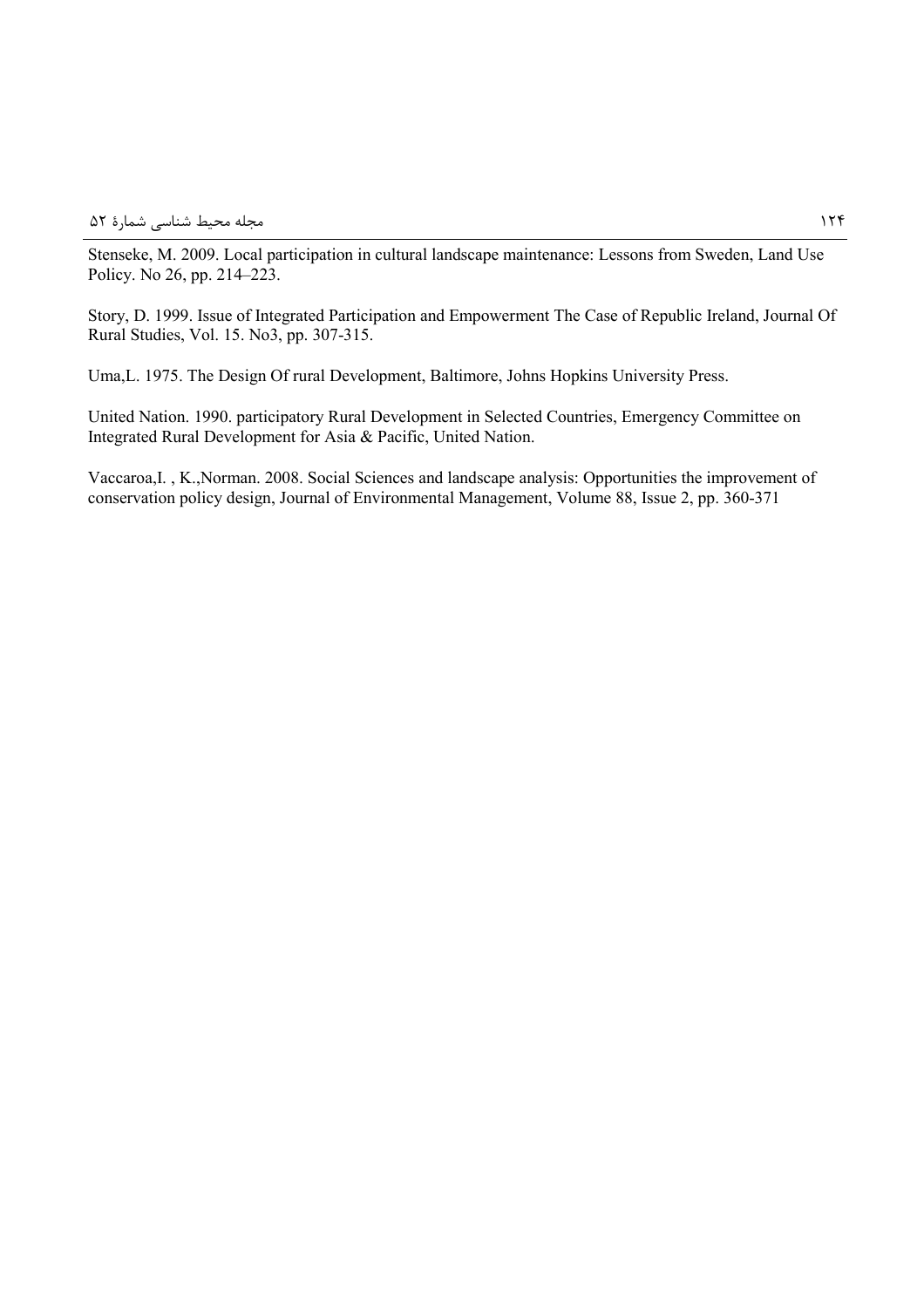Stenseke, M. 2009. Local participation in cultural landscape maintenance: Lessons from Sweden, Land Use Policy. No 26, pp. 214–223.

Story, D. 1999. Issue of Integrated Participation and Empowerment The Case of Republic Ireland, Journal Of Rural Studies, Vol. 15. No3, pp. 307-315.

Uma,L. 1975. The Design Of rural Development, Baltimore, Johns Hopkins University Press.

United Nation. 1990. participatory Rural Development in Selected Countries, Emergency Committee on Integrated Rural Development for Asia & Pacific, United Nation.

Vaccaroa,I. , K.,Norman. 2008. Social Sciences and landscape analysis: Opportunities the improvement of conservation policy design, Journal of Environmental Management, Volume 88, Issue 2, pp. 360-371